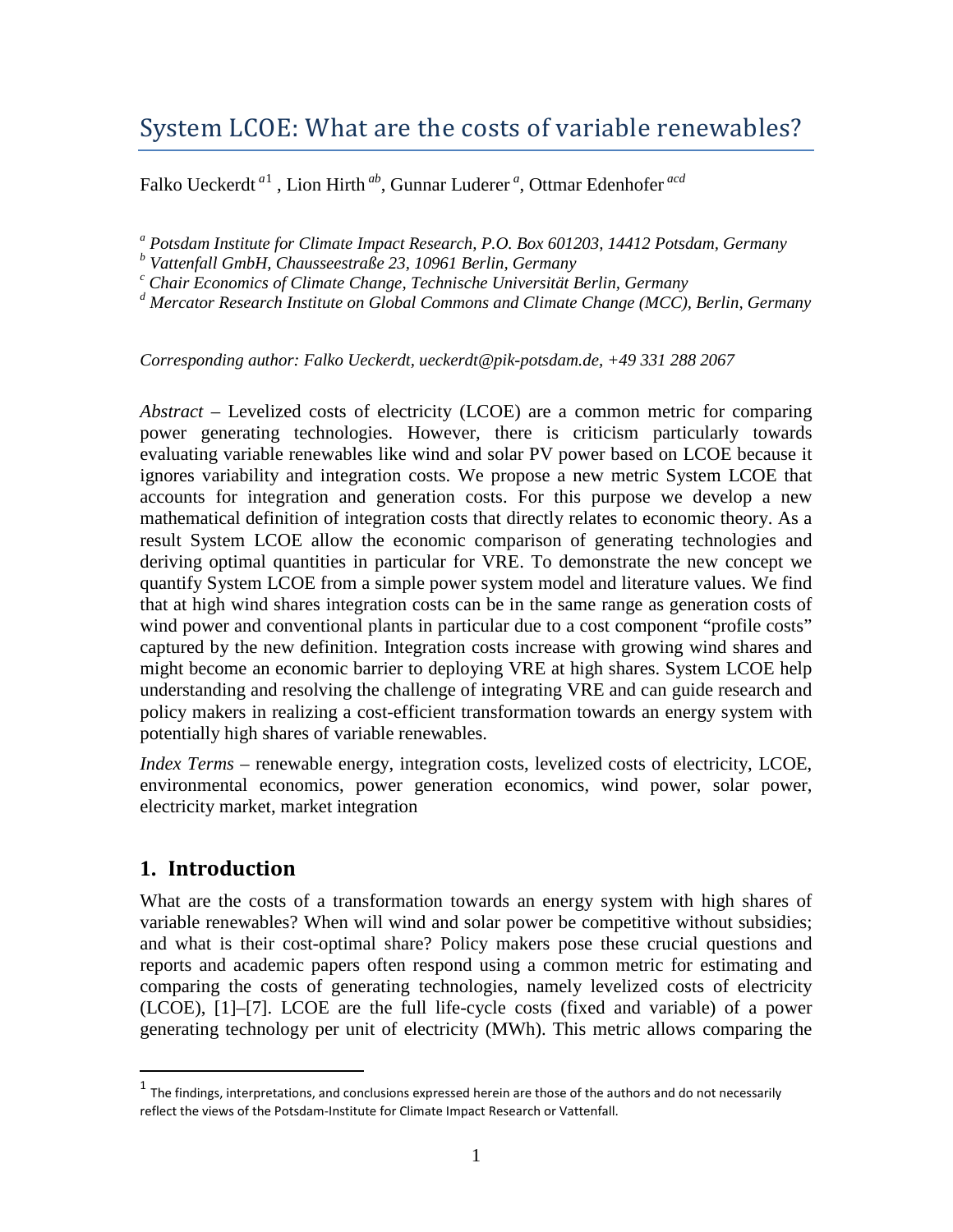# System LCOE: What are the costs of variable renewables?

Falko Ueckerdt [a1], Lion Hirth [ab], Gunnar Luderer [a], Ottmar Edenhofer [acd]

[a] *Potsdam Institute for Climate Impact Research, P.O. Box 601203, 14412 Potsdam, Germany*
[b] *Vattenfall GmbH, Chausseestraße 23, 10961 Berlin, Germany*
[c] *Chair Economics of Climate Change, Technische Universität Berlin, Germany*
[d] *Mercator Research Institute on Global Commons and Climate Change (MCC), Berlin, Germany*

*Corresponding author: Falko Ueckerdt, ueckerdt@pik-potsdam.de, +49 331 288 2067*

*Abstract* – Levelized costs of electricity (LCOE) are a common metric for comparing power generating technologies. However, there is criticism particularly towards evaluating variable renewables like wind and solar PV power based on LCOE because it ignores variability and integration costs. We propose a new metric System LCOE that accounts for integration and generation costs. For this purpose we develop a new mathematical definition of integration costs that directly relates to economic theory. As a result System LCOE allow the economic comparison of generating technologies and deriving optimal quantities in particular for VRE. To demonstrate the new concept we quantify System LCOE from a simple power system model and literature values. We find that at high wind shares integration costs can be in the same range as generation costs of wind power and conventional plants in particular due to a cost component "profile costs" captured by the new definition. Integration costs increase with growing wind shares and might become an economic barrier to deploying VRE at high shares. System LCOE help understanding and resolving the challenge of integrating VRE and can guide research and policy makers in realizing a cost-efficient transformation towards an energy system with potentially high shares of variable renewables.

*Index Terms* – renewable energy, integration costs, levelized costs of electricity, LCOE, environmental economics, power generation economics, wind power, solar power, electricity market, market integration

## 1. Introduction

What are the costs of a transformation towards an energy system with high shares of variable renewables? When will wind and solar power be competitive without subsidies; and what is their cost-optimal share? Policy makers pose these crucial questions and reports and academic papers often respond using a common metric for estimating and comparing the costs of generating technologies, namely levelized costs of electricity (LCOE), [1]–[7]. LCOE are the full life-cycle costs (fixed and variable) of a power generating technology per unit of electricity (MWh). This metric allows comparing the

[1] The findings, interpretations, and conclusions expressed herein are those of the authors and do not necessarily reflect the views of the Potsdam-Institute for Climate Impact Research or Vattenfall.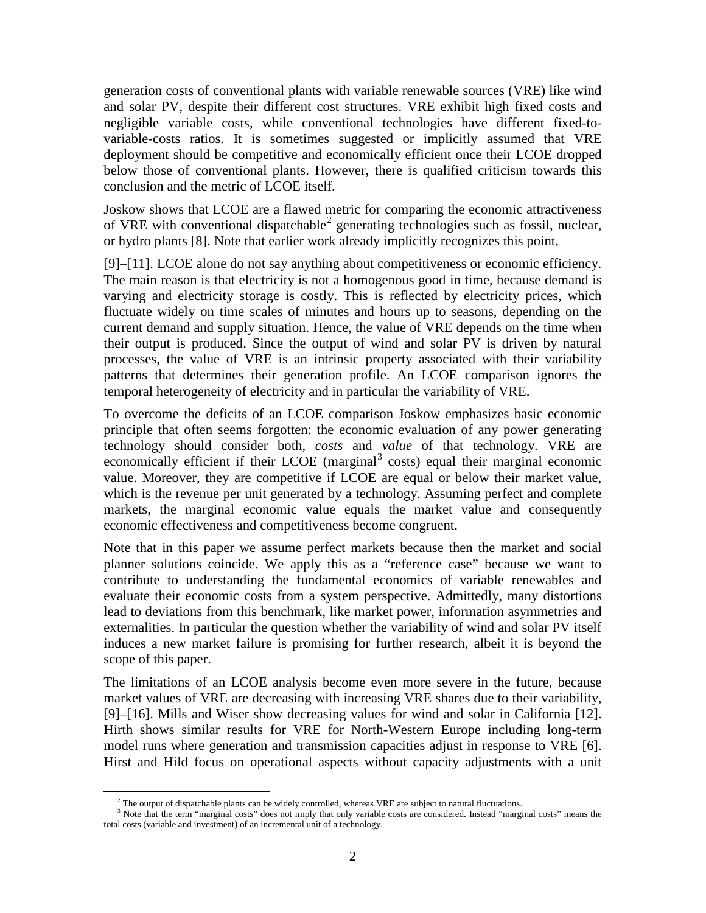generation costs of conventional plants with variable renewable sources (VRE) like wind and solar PV, despite their different cost structures. VRE exhibit high fixed costs and negligible variable costs, while conventional technologies have different fixed-to-variable-costs ratios. It is sometimes suggested or implicitly assumed that VRE deployment should be competitive and economically efficient once their LCOE dropped below those of conventional plants. However, there is qualified criticism towards this conclusion and the metric of LCOE itself.

Joskow shows that LCOE are a flawed metric for comparing the economic attractiveness of VRE with conventional dispatchable[2] generating technologies such as fossil, nuclear, or hydro plants [8]. Note that earlier work already implicitly recognizes this point,

[9]–[11]. LCOE alone do not say anything about competitiveness or economic efficiency. The main reason is that electricity is not a homogenous good in time, because demand is varying and electricity storage is costly. This is reflected by electricity prices, which fluctuate widely on time scales of minutes and hours up to seasons, depending on the current demand and supply situation. Hence, the value of VRE depends on the time when their output is produced. Since the output of wind and solar PV is driven by natural processes, the value of VRE is an intrinsic property associated with their variability patterns that determines their generation profile. An LCOE comparison ignores the temporal heterogeneity of electricity and in particular the variability of VRE.

To overcome the deficits of an LCOE comparison Joskow emphasizes basic economic principle that often seems forgotten: the economic evaluation of any power generating technology should consider both, *costs* and *value* of that technology. VRE are economically efficient if their LCOE (marginal[3] costs) equal their marginal economic value. Moreover, they are competitive if LCOE are equal or below their market value, which is the revenue per unit generated by a technology. Assuming perfect and complete markets, the marginal economic value equals the market value and consequently economic effectiveness and competitiveness become congruent.

Note that in this paper we assume perfect markets because then the market and social planner solutions coincide. We apply this as a "reference case" because we want to contribute to understanding the fundamental economics of variable renewables and evaluate their economic costs from a system perspective. Admittedly, many distortions lead to deviations from this benchmark, like market power, information asymmetries and externalities. In particular the question whether the variability of wind and solar PV itself induces a new market failure is promising for further research, albeit it is beyond the scope of this paper.

The limitations of an LCOE analysis become even more severe in the future, because market values of VRE are decreasing with increasing VRE shares due to their variability, [9]–[16]. Mills and Wiser show decreasing values for wind and solar in California [12]. Hirth shows similar results for VRE for North-Western Europe including long-term model runs where generation and transmission capacities adjust in response to VRE [6]. Hirst and Hild focus on operational aspects without capacity adjustments with a unit

---

[2] The output of dispatchable plants can be widely controlled, whereas VRE are subject to natural fluctuations.

[3] Note that the term "marginal costs" does not imply that only variable costs are considered. Instead "marginal costs" means the total costs (variable and investment) of an incremental unit of a technology.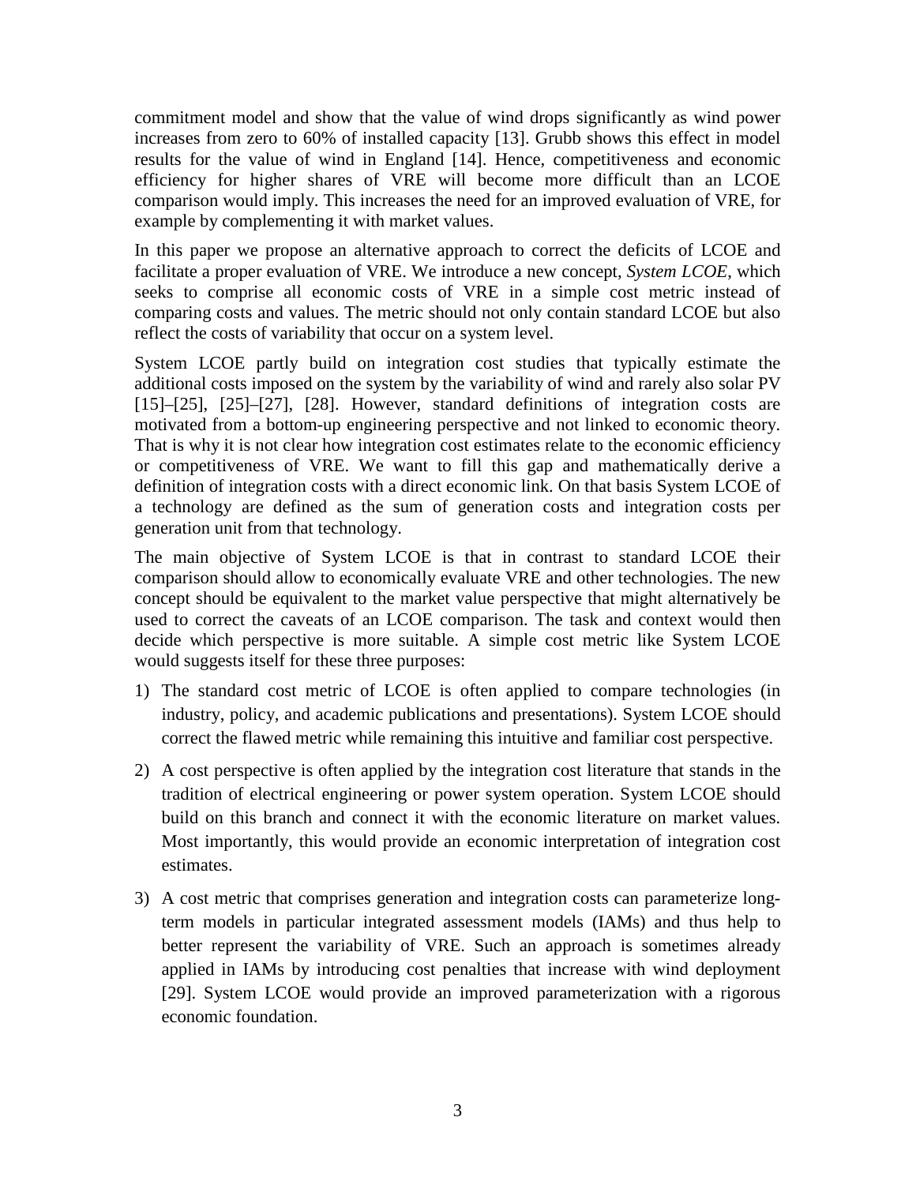commitment model and show that the value of wind drops significantly as wind power increases from zero to 60% of installed capacity [13]. Grubb shows this effect in model results for the value of wind in England [14]. Hence, competitiveness and economic efficiency for higher shares of VRE will become more difficult than an LCOE comparison would imply. This increases the need for an improved evaluation of VRE, for example by complementing it with market values.

In this paper we propose an alternative approach to correct the deficits of LCOE and facilitate a proper evaluation of VRE. We introduce a new concept, *System LCOE*, which seeks to comprise all economic costs of VRE in a simple cost metric instead of comparing costs and values. The metric should not only contain standard LCOE but also reflect the costs of variability that occur on a system level.

System LCOE partly build on integration cost studies that typically estimate the additional costs imposed on the system by the variability of wind and rarely also solar PV [15]–[25], [25]–[27], [28]. However, standard definitions of integration costs are motivated from a bottom-up engineering perspective and not linked to economic theory. That is why it is not clear how integration cost estimates relate to the economic efficiency or competitiveness of VRE. We want to fill this gap and mathematically derive a definition of integration costs with a direct economic link. On that basis System LCOE of a technology are defined as the sum of generation costs and integration costs per generation unit from that technology.

The main objective of System LCOE is that in contrast to standard LCOE their comparison should allow to economically evaluate VRE and other technologies. The new concept should be equivalent to the market value perspective that might alternatively be used to correct the caveats of an LCOE comparison. The task and context would then decide which perspective is more suitable. A simple cost metric like System LCOE would suggests itself for these three purposes:

1) The standard cost metric of LCOE is often applied to compare technologies (in industry, policy, and academic publications and presentations). System LCOE should correct the flawed metric while remaining this intuitive and familiar cost perspective.

2) A cost perspective is often applied by the integration cost literature that stands in the tradition of electrical engineering or power system operation. System LCOE should build on this branch and connect it with the economic literature on market values. Most importantly, this would provide an economic interpretation of integration cost estimates.

3) A cost metric that comprises generation and integration costs can parameterize long-term models in particular integrated assessment models (IAMs) and thus help to better represent the variability of VRE. Such an approach is sometimes already applied in IAMs by introducing cost penalties that increase with wind deployment [29]. System LCOE would provide an improved parameterization with a rigorous economic foundation.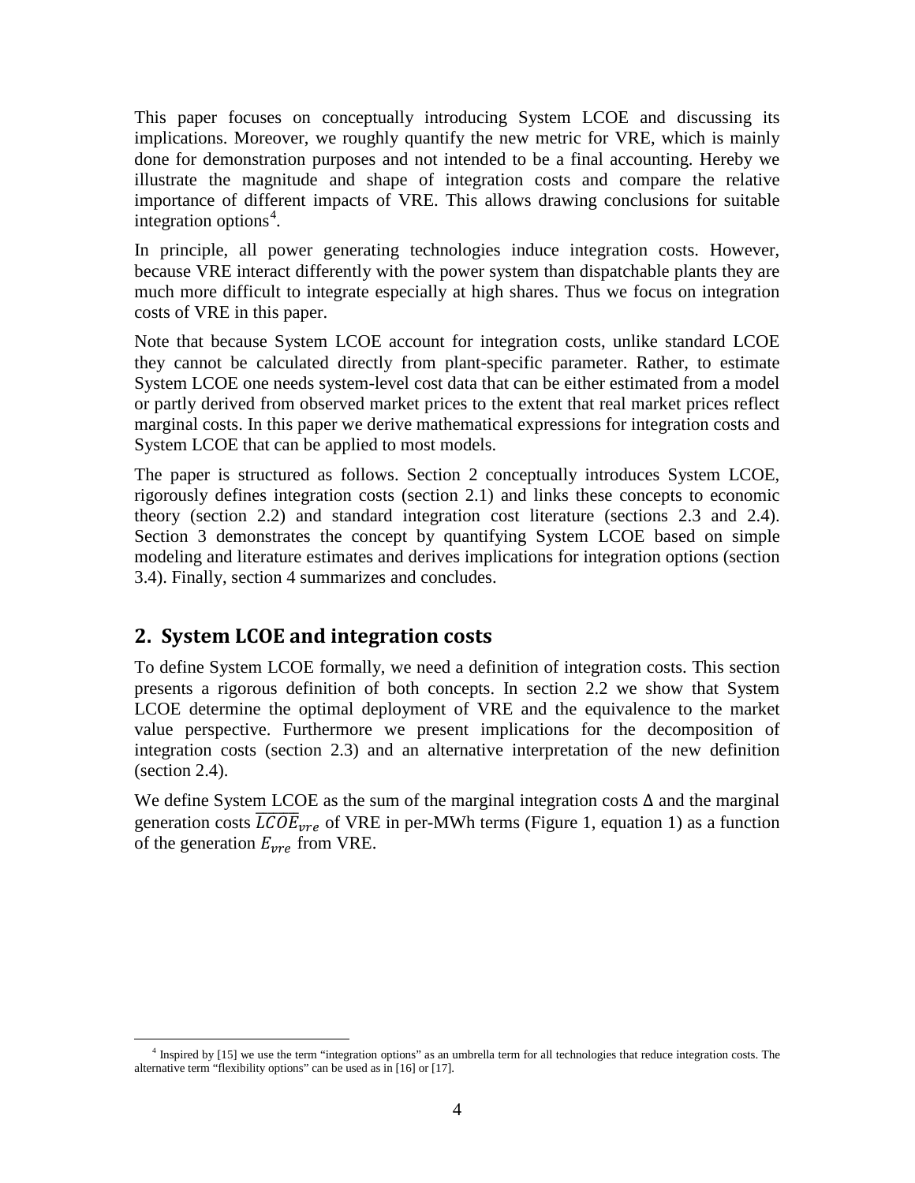This paper focuses on conceptually introducing System LCOE and discussing its implications. Moreover, we roughly quantify the new metric for VRE, which is mainly done for demonstration purposes and not intended to be a final accounting. Hereby we illustrate the magnitude and shape of integration costs and compare the relative importance of different impacts of VRE. This allows drawing conclusions for suitable integration options[4].

In principle, all power generating technologies induce integration costs. However, because VRE interact differently with the power system than dispatchable plants they are much more difficult to integrate especially at high shares. Thus we focus on integration costs of VRE in this paper.

Note that because System LCOE account for integration costs, unlike standard LCOE they cannot be calculated directly from plant-specific parameter. Rather, to estimate System LCOE one needs system-level cost data that can be either estimated from a model or partly derived from observed market prices to the extent that real market prices reflect marginal costs. In this paper we derive mathematical expressions for integration costs and System LCOE that can be applied to most models.

The paper is structured as follows. Section 2 conceptually introduces System LCOE, rigorously defines integration costs (section 2.1) and links these concepts to economic theory (section 2.2) and standard integration cost literature (sections 2.3 and 2.4). Section 3 demonstrates the concept by quantifying System LCOE based on simple modeling and literature estimates and derives implications for integration options (section 3.4). Finally, section 4 summarizes and concludes.

## 2. System LCOE and integration costs

To define System LCOE formally, we need a definition of integration costs. This section presents a rigorous definition of both concepts. In section 2.2 we show that System LCOE determine the optimal deployment of VRE and the equivalence to the market value perspective. Furthermore we present implications for the decomposition of integration costs (section 2.3) and an alternative interpretation of the new definition (section 2.4).

We define System LCOE as the sum of the marginal integration costs $\Delta$ and the marginal generation costs $\overline{LCOE}_{vre}$ of VRE in per-MWh terms (Figure 1, equation 1) as a function of the generation $E_{vre}$ from VRE.

[4] Inspired by [15] we use the term "integration options" as an umbrella term for all technologies that reduce integration costs. The alternative term "flexibility options" can be used as in [16] or [17].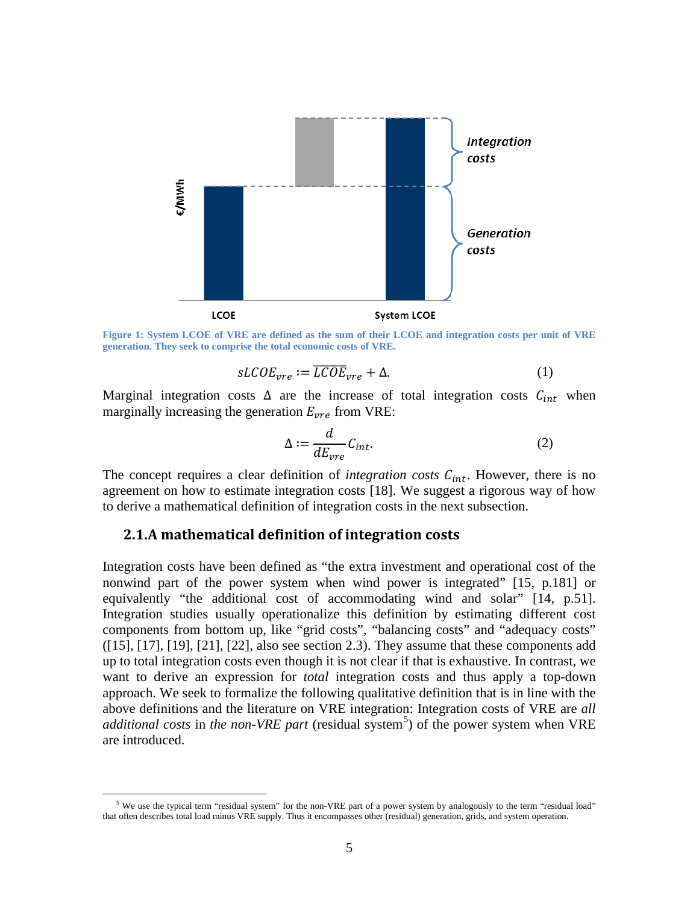Figure 1: System LCOE of VRE are defined as the sum of their LCOE and integration costs per unit of VRE generation. They seek to comprise the total economic costs of VRE.

$$sLCOE_{vre} := \overline{LCOE}_{vre} + \Delta. \tag{1}$$

Marginal integration costs $\Delta$ are the increase of total integration costs $C_{int}$ when marginally increasing the generation $E_{vre}$ from VRE:

$$\Delta := \frac{d}{dE_{vre}} C_{int}. \tag{2}$$

The concept requires a clear definition of *integration costs* $C_{int}$. However, there is no agreement on how to estimate integration costs [18]. We suggest a rigorous way of how to derive a mathematical definition of integration costs in the next subsection.

## 2.1. A mathematical definition of integration costs

Integration costs have been defined as "the extra investment and operational cost of the nonwind part of the power system when wind power is integrated" [15, p.181] or equivalently "the additional cost of accommodating wind and solar" [14, p.51]. Integration studies usually operationalize this definition by estimating different cost components from bottom up, like "grid costs", "balancing costs" and "adequacy costs" ([15], [17], [19], [21], [22], also see section 2.3). They assume that these components add up to total integration costs even though it is not clear if that is exhaustive. In contrast, we want to derive an expression for *total* integration costs and thus apply a top-down approach. We seek to formalize the following qualitative definition that is in line with the above definitions and the literature on VRE integration: Integration costs of VRE are *all additional costs* in *the non-VRE part* (residual system[5]) of the power system when VRE are introduced.

[5] We use the typical term "residual system" for the non-VRE part of a power system by analogously to the term "residual load" that often describes total load minus VRE supply. Thus it encompasses other (residual) generation, grids, and system operation.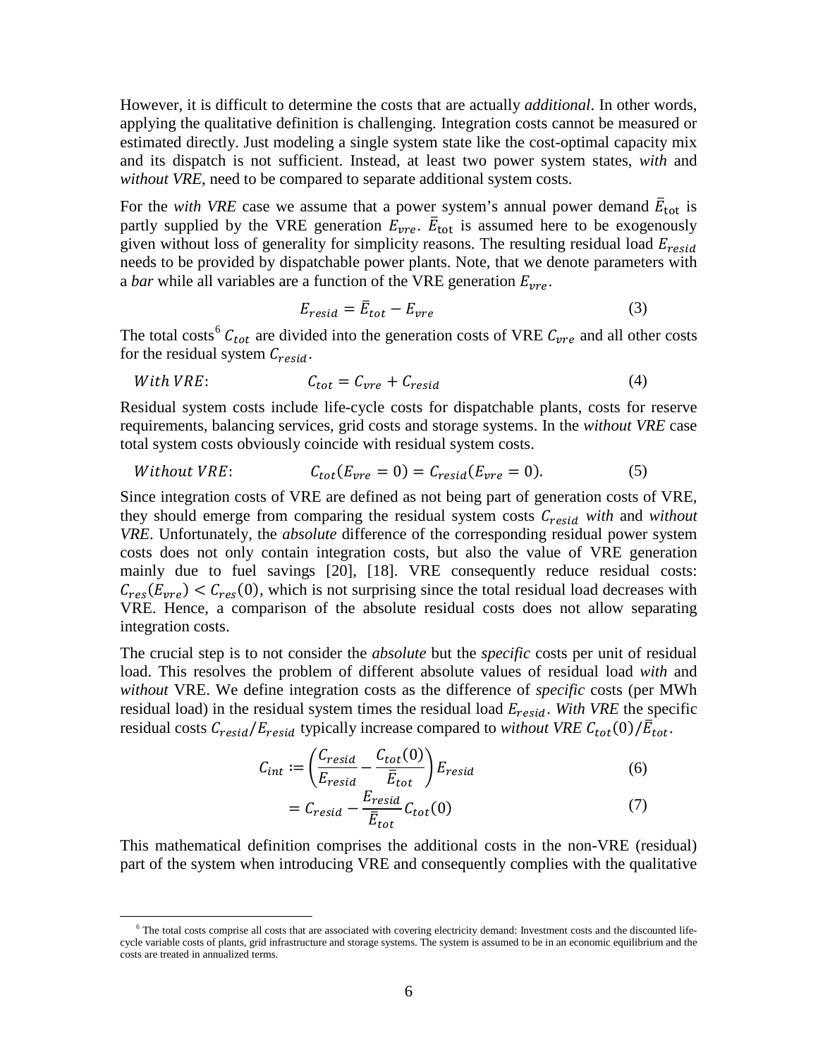However, it is difficult to determine the costs that are actually *additional*. In other words, applying the qualitative definition is challenging. Integration costs cannot be measured or estimated directly. Just modeling a single system state like the cost-optimal capacity mix and its dispatch is not sufficient. Instead, at least two power system states, *with* and *without VRE*, need to be compared to separate additional system costs.

For the *with VRE* case we assume that a power system's annual power demand $\bar{E}_{\text{tot}}$ is partly supplied by the VRE generation $E_{vre}$. $\bar{E}_{\text{tot}}$ is assumed here to be exogenously given without loss of generality for simplicity reasons. The resulting residual load $E_{resid}$ needs to be provided by dispatchable power plants. Note, that we denote parameters with a *bar* while all variables are a function of the VRE generation $E_{vre}$.

$$E_{resid} = \bar{E}_{tot} - E_{vre} \tag{3}$$

The total costs[6] $C_{tot}$ are divided into the generation costs of VRE $C_{vre}$ and all other costs for the residual system $C_{resid}$.

$$With\ VRE: \qquad C_{tot} = C_{vre} + C_{resid} \tag{4}$$

Residual system costs include life-cycle costs for dispatchable plants, costs for reserve requirements, balancing services, grid costs and storage systems. In the *without VRE* case total system costs obviously coincide with residual system costs.

$$Without\ VRE: \qquad C_{tot}(E_{vre} = 0) = C_{resid}(E_{vre} = 0). \tag{5}$$

Since integration costs of VRE are defined as not being part of generation costs of VRE, they should emerge from comparing the residual system costs $C_{resid}$ *with* and *without VRE*. Unfortunately, the *absolute* difference of the corresponding residual power system costs does not only contain integration costs, but also the value of VRE generation mainly due to fuel savings [20], [18]. VRE consequently reduce residual costs: $C_{res}(E_{vre}) < C_{res}(0)$, which is not surprising since the total residual load decreases with VRE. Hence, a comparison of the absolute residual costs does not allow separating integration costs.

The crucial step is to not consider the *absolute* but the *specific* costs per unit of residual load. This resolves the problem of different absolute values of residual load *with* and *without* VRE. We define integration costs as the difference of *specific* costs (per MWh residual load) in the residual system times the residual load $E_{resid}$. *With VRE* the specific residual costs $C_{resid}/E_{resid}$ typically increase compared to *without VRE* $C_{tot}(0)/\bar{E}_{tot}$.

$$C_{int} := \left( \frac{C_{resid}}{E_{resid}} - \frac{C_{tot}(0)}{\bar{E}_{tot}} \right) E_{resid} \tag{6}$$

$$= C_{resid} - \frac{E_{resid}}{\bar{E}_{tot}} C_{tot}(0) \tag{7}$$

This mathematical definition comprises the additional costs in the non-VRE (residual) part of the system when introducing VRE and consequently complies with the qualitative

[6] The total costs comprise all costs that are associated with covering electricity demand: Investment costs and the discounted life-cycle variable costs of plants, grid infrastructure and storage systems. The system is assumed to be in an economic equilibrium and the costs are treated in annualized terms.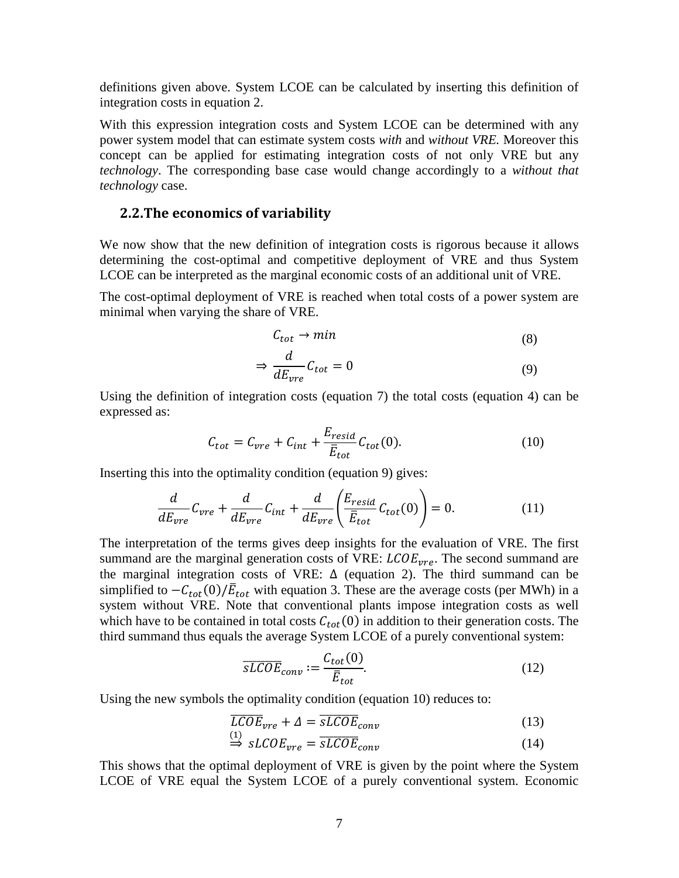definitions given above. System LCOE can be calculated by inserting this definition of integration costs in equation 2.

With this expression integration costs and System LCOE can be determined with any power system model that can estimate system costs *with* and *without VRE.* Moreover this concept can be applied for estimating integration costs of not only VRE but any *technology*. The corresponding base case would change accordingly to a *without that technology* case.

## 2.2. The economics of variability

We now show that the new definition of integration costs is rigorous because it allows determining the cost-optimal and competitive deployment of VRE and thus System LCOE can be interpreted as the marginal economic costs of an additional unit of VRE.

The cost-optimal deployment of VRE is reached when total costs of a power system are minimal when varying the share of VRE.

$$C_{tot} \rightarrow min \tag{8}$$

$$\Rightarrow \frac{d}{dE_{vre}} C_{tot} = 0 \tag{9}$$

Using the definition of integration costs (equation 7) the total costs (equation 4) can be expressed as:

$$C_{tot} = C_{vre} + C_{int} + \frac{E_{resid}}{\bar{E}_{tot}} C_{tot}(0). \tag{10}$$

Inserting this into the optimality condition (equation 9) gives:

$$\frac{d}{dE_{vre}} C_{vre} + \frac{d}{dE_{vre}} C_{int} + \frac{d}{dE_{vre}} \left( \frac{E_{resid}}{\bar{E}_{tot}} C_{tot}(0) \right) = 0. \tag{11}$$

The interpretation of the terms gives deep insights for the evaluation of VRE. The first summand are the marginal generation costs of VRE: $LCOE_{vre}$. The second summand are the marginal integration costs of VRE: $\Delta$ (equation 2). The third summand can be simplified to $-C_{tot}(0)/\bar{E}_{tot}$ with equation 3. These are the average costs (per MWh) in a system without VRE. Note that conventional plants impose integration costs as well which have to be contained in total costs $C_{tot}(0)$ in addition to their generation costs. The third summand thus equals the average System LCOE of a purely conventional system:

$$\overline{sLCOE}_{conv} := \frac{C_{tot}(0)}{\bar{E}_{tot}}. \tag{12}$$

Using the new symbols the optimality condition (equation 10) reduces to:

$$\overline{LCOE}_{vre} + \Delta = \overline{sLCOE}_{conv} \tag{13}$$

$$\overset{(1)}{\Rightarrow} sLCOE_{vre} = \overline{sLCOE}_{conv} \tag{14}$$

This shows that the optimal deployment of VRE is given by the point where the System LCOE of VRE equal the System LCOE of a purely conventional system. Economic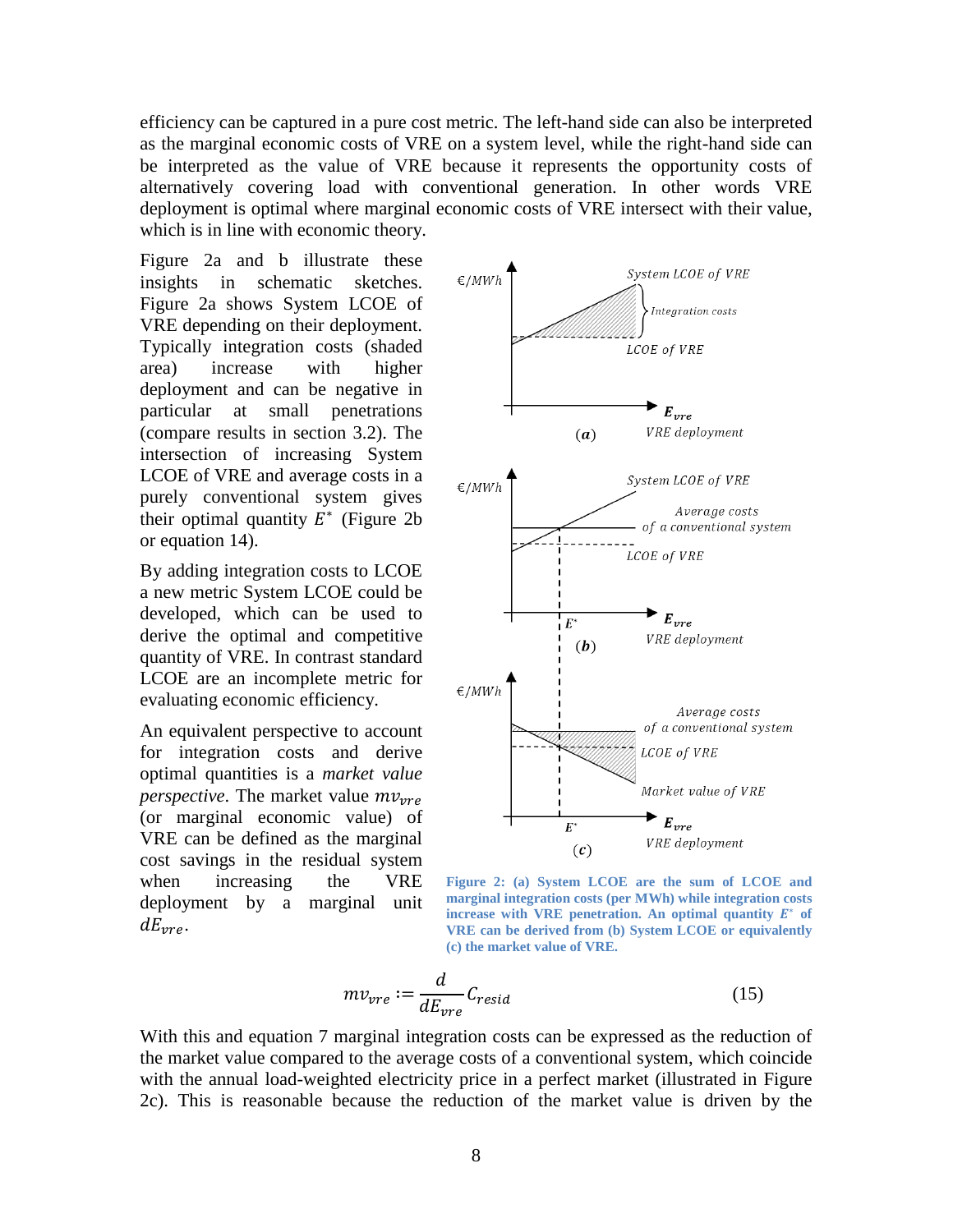efficiency can be captured in a pure cost metric. The left-hand side can also be interpreted as the marginal economic costs of VRE on a system level, while the right-hand side can be interpreted as the value of VRE because it represents the opportunity costs of alternatively covering load with conventional generation. In other words VRE deployment is optimal where marginal economic costs of VRE intersect with their value, which is in line with economic theory.

Figure 2a and b illustrate these insights in schematic sketches. Figure 2a shows System LCOE of VRE depending on their deployment. Typically integration costs (shaded area) increase with higher deployment and can be negative in particular at small penetrations (compare results in section 3.2). The intersection of increasing System LCOE of VRE and average costs in a purely conventional system gives their optimal quantity $E^*$ (Figure 2b or equation 14).

By adding integration costs to LCOE a new metric System LCOE could be developed, which can be used to derive the optimal and competitive quantity of VRE. In contrast standard LCOE are an incomplete metric for evaluating economic efficiency.

An equivalent perspective to account for integration costs and derive optimal quantities is a *market value perspective*. The market value $mv_{vre}$ (or marginal economic value) of VRE can be defined as the marginal cost savings in the residual system when increasing the VRE deployment by a marginal unit $dE_{vre}$.

**Figure 2: (a) System LCOE are the sum of LCOE and marginal integration costs (per MWh) while integration costs increase with VRE penetration. An optimal quantity $E^*$ of VRE can be derived from (b) System LCOE or equivalently (c) the market value of VRE.**

$$mv_{vre} := \frac{d}{dE_{vre}} C_{resid} \tag{15}$$

With this and equation 7 marginal integration costs can be expressed as the reduction of the market value compared to the average costs of a conventional system, which coincide with the annual load-weighted electricity price in a perfect market (illustrated in Figure 2c). This is reasonable because the reduction of the market value is driven by the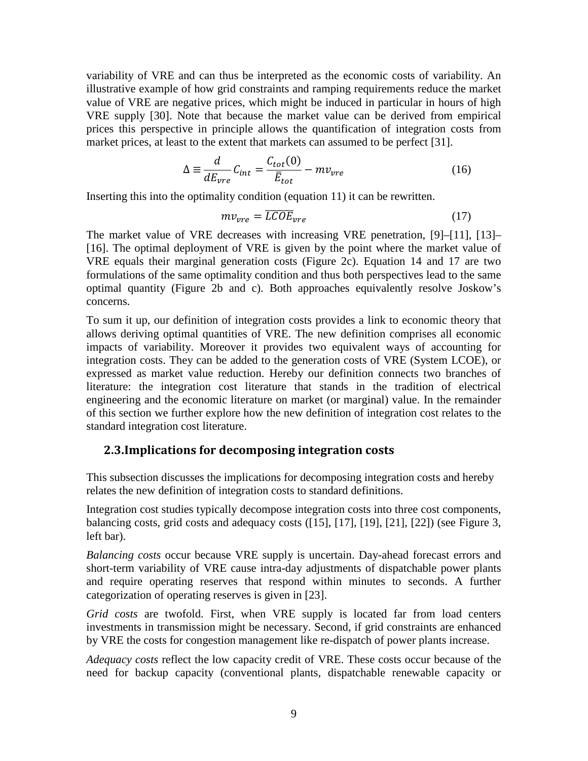variability of VRE and can thus be interpreted as the economic costs of variability. An illustrative example of how grid constraints and ramping requirements reduce the market value of VRE are negative prices, which might be induced in particular in hours of high VRE supply [30]. Note that because the market value can be derived from empirical prices this perspective in principle allows the quantification of integration costs from market prices, at least to the extent that markets can assumed to be perfect [31].

$$\Delta \equiv \frac{d}{dE_{vre}} C_{int} = \frac{C_{tot}(0)}{\bar{E}_{tot}} - mv_{vre} \tag{16}$$

Inserting this into the optimality condition (equation 11) it can be rewritten.

$$mv_{vre} = \overline{LCOE}_{vre} \tag{17}$$

The market value of VRE decreases with increasing VRE penetration, [9]–[11], [13]–[16]. The optimal deployment of VRE is given by the point where the market value of VRE equals their marginal generation costs (Figure 2c). Equation 14 and 17 are two formulations of the same optimality condition and thus both perspectives lead to the same optimal quantity (Figure 2b and c). Both approaches equivalently resolve Joskow's concerns.

To sum it up, our definition of integration costs provides a link to economic theory that allows deriving optimal quantities of VRE. The new definition comprises all economic impacts of variability. Moreover it provides two equivalent ways of accounting for integration costs. They can be added to the generation costs of VRE (System LCOE), or expressed as market value reduction. Hereby our definition connects two branches of literature: the integration cost literature that stands in the tradition of electrical engineering and the economic literature on market (or marginal) value. In the remainder of this section we further explore how the new definition of integration cost relates to the standard integration cost literature.

## 2.3. Implications for decomposing integration costs

This subsection discusses the implications for decomposing integration costs and hereby relates the new definition of integration costs to standard definitions.

Integration cost studies typically decompose integration costs into three cost components, balancing costs, grid costs and adequacy costs ([15], [17], [19], [21], [22]) (see Figure 3, left bar).

*Balancing costs* occur because VRE supply is uncertain. Day-ahead forecast errors and short-term variability of VRE cause intra-day adjustments of dispatchable power plants and require operating reserves that respond within minutes to seconds. A further categorization of operating reserves is given in [23].

*Grid costs* are twofold. First, when VRE supply is located far from load centers investments in transmission might be necessary. Second, if grid constraints are enhanced by VRE the costs for congestion management like re-dispatch of power plants increase.

*Adequacy costs* reflect the low capacity credit of VRE. These costs occur because of the need for backup capacity (conventional plants, dispatchable renewable capacity or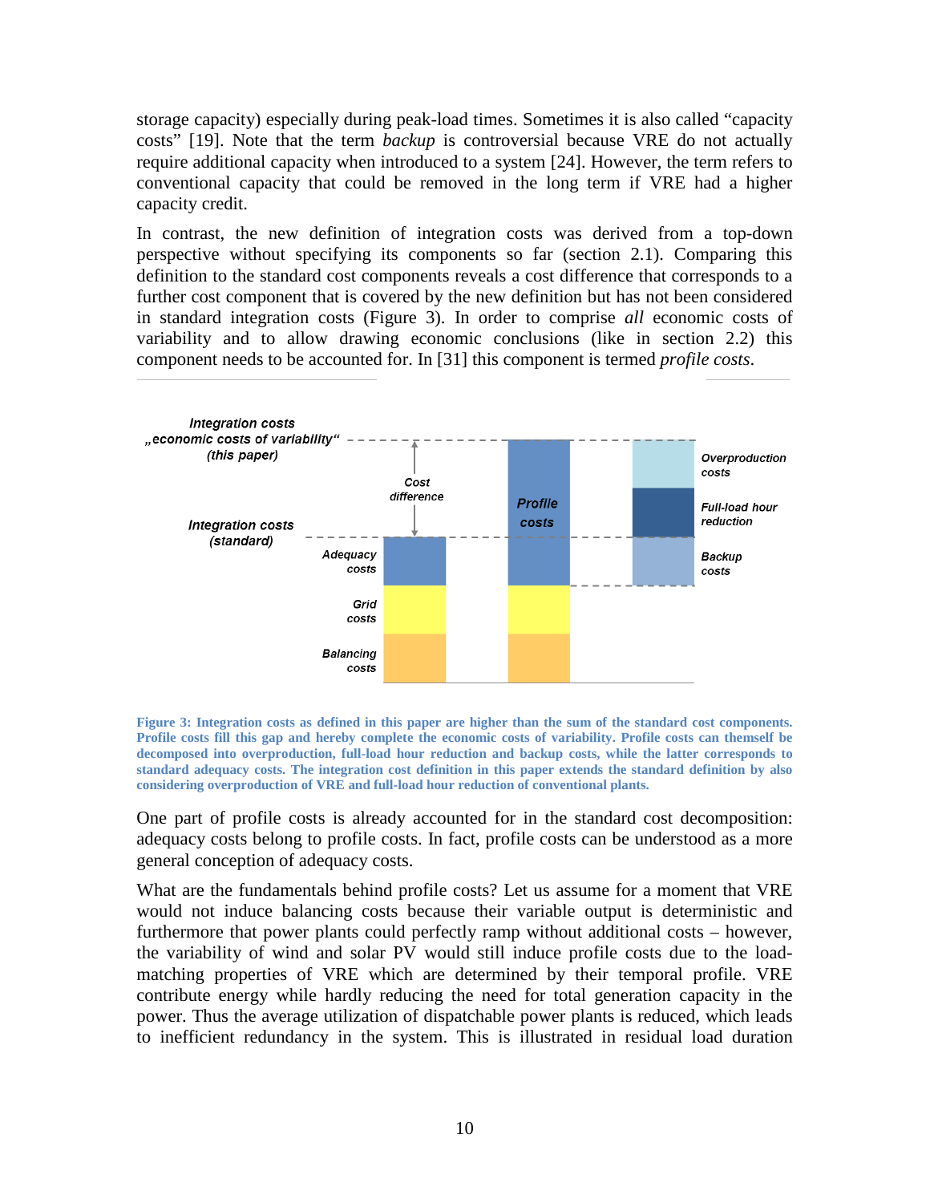storage capacity) especially during peak-load times. Sometimes it is also called "capacity costs" [19]. Note that the term *backup* is controversial because VRE do not actually require additional capacity when introduced to a system [24]. However, the term refers to conventional capacity that could be removed in the long term if VRE had a higher capacity credit.

In contrast, the new definition of integration costs was derived from a top-down perspective without specifying its components so far (section 2.1). Comparing this definition to the standard cost components reveals a cost difference that corresponds to a further cost component that is covered by the new definition but has not been considered in standard integration costs (Figure 3). In order to comprise *all* economic costs of variability and to allow drawing economic conclusions (like in section 2.2) this component needs to be accounted for. In [31] this component is termed *profile costs*.

**Figure 3: Integration costs as defined in this paper are higher than the sum of the standard cost components. Profile costs fill this gap and hereby complete the economic costs of variability. Profile costs can themself be decomposed into overproduction, full-load hour reduction and backup costs, while the latter corresponds to standard adequacy costs. The integration cost definition in this paper extends the standard definition by also considering overproduction of VRE and full-load hour reduction of conventional plants.**

One part of profile costs is already accounted for in the standard cost decomposition: adequacy costs belong to profile costs. In fact, profile costs can be understood as a more general conception of adequacy costs.

What are the fundamentals behind profile costs? Let us assume for a moment that VRE would not induce balancing costs because their variable output is deterministic and furthermore that power plants could perfectly ramp without additional costs – however, the variability of wind and solar PV would still induce profile costs due to the load-matching properties of VRE which are determined by their temporal profile. VRE contribute energy while hardly reducing the need for total generation capacity in the power. Thus the average utilization of dispatchable power plants is reduced, which leads to inefficient redundancy in the system. This is illustrated in residual load duration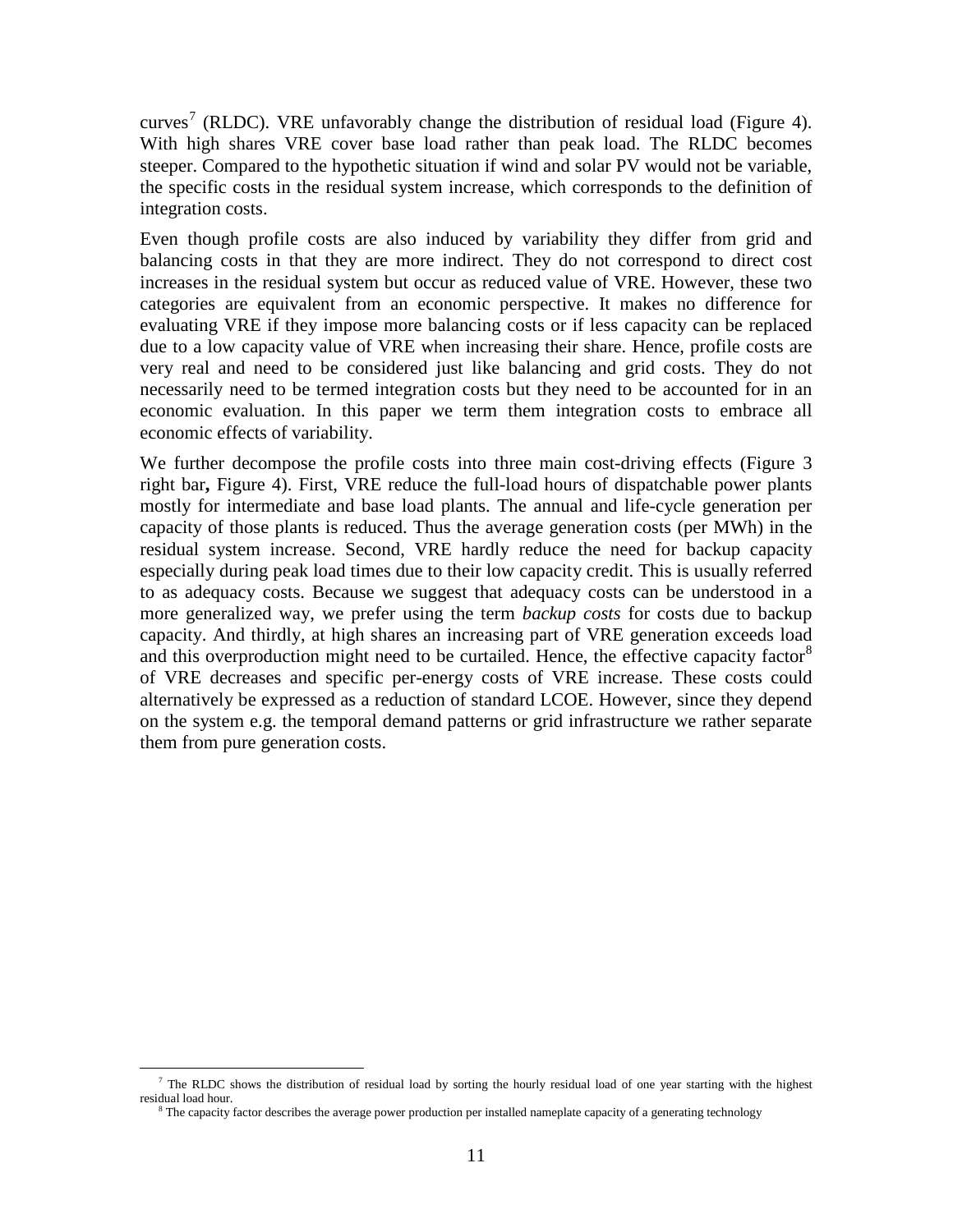curves[7] (RLDC). VRE unfavorably change the distribution of residual load (Figure 4). With high shares VRE cover base load rather than peak load. The RLDC becomes steeper. Compared to the hypothetic situation if wind and solar PV would not be variable, the specific costs in the residual system increase, which corresponds to the definition of integration costs.

Even though profile costs are also induced by variability they differ from grid and balancing costs in that they are more indirect. They do not correspond to direct cost increases in the residual system but occur as reduced value of VRE. However, these two categories are equivalent from an economic perspective. It makes no difference for evaluating VRE if they impose more balancing costs or if less capacity can be replaced due to a low capacity value of VRE when increasing their share. Hence, profile costs are very real and need to be considered just like balancing and grid costs. They do not necessarily need to be termed integration costs but they need to be accounted for in an economic evaluation. In this paper we term them integration costs to embrace all economic effects of variability.

We further decompose the profile costs into three main cost-driving effects (Figure 3 right bar**,** Figure 4). First, VRE reduce the full-load hours of dispatchable power plants mostly for intermediate and base load plants. The annual and life-cycle generation per capacity of those plants is reduced. Thus the average generation costs (per MWh) in the residual system increase. Second, VRE hardly reduce the need for backup capacity especially during peak load times due to their low capacity credit. This is usually referred to as adequacy costs. Because we suggest that adequacy costs can be understood in a more generalized way, we prefer using the term *backup costs* for costs due to backup capacity. And thirdly, at high shares an increasing part of VRE generation exceeds load and this overproduction might need to be curtailed. Hence, the effective capacity factor[8] of VRE decreases and specific per-energy costs of VRE increase. These costs could alternatively be expressed as a reduction of standard LCOE. However, since they depend on the system e.g. the temporal demand patterns or grid infrastructure we rather separate them from pure generation costs.

[7] The RLDC shows the distribution of residual load by sorting the hourly residual load of one year starting with the highest residual load hour.

[8] The capacity factor describes the average power production per installed nameplate capacity of a generating technology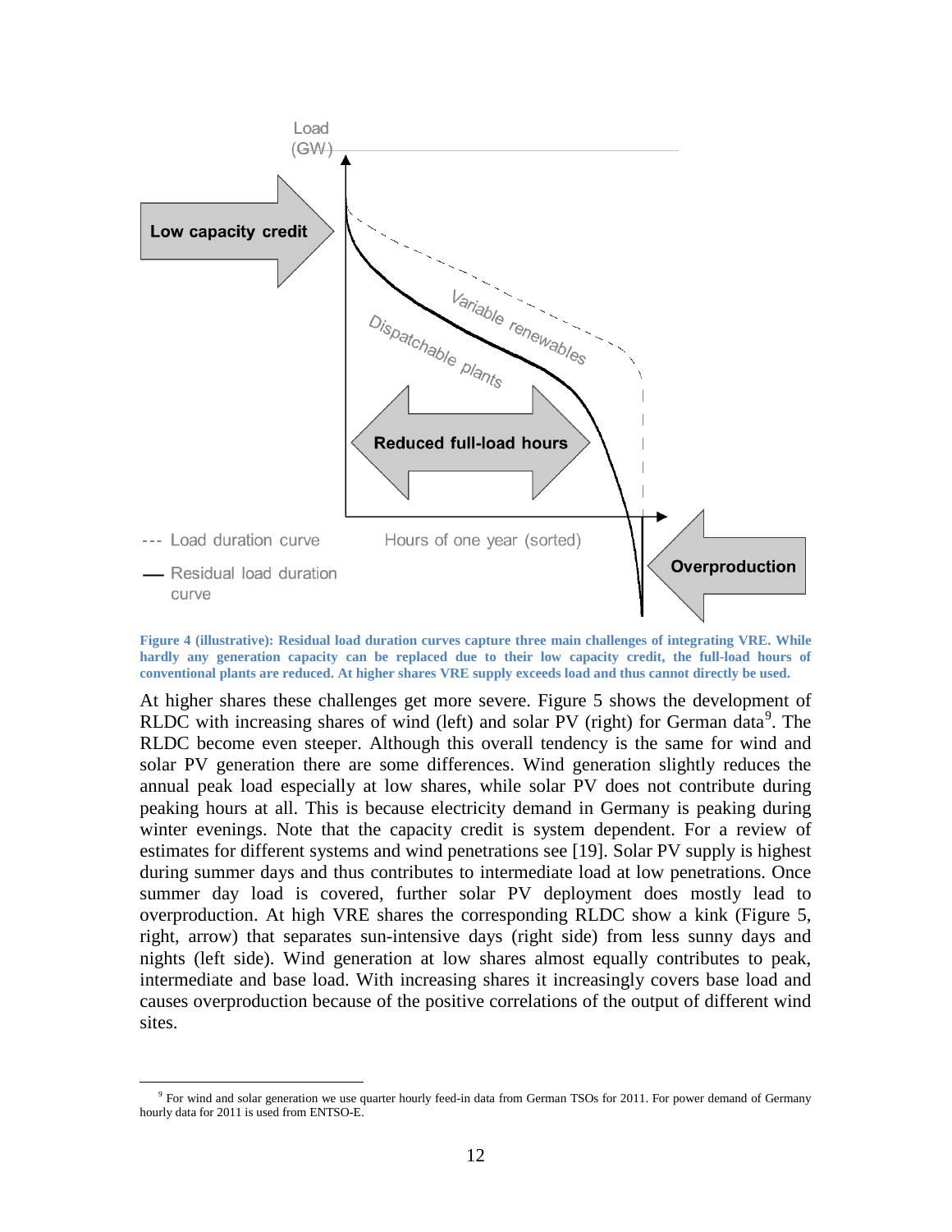**Figure 4 (illustrative): Residual load duration curves capture three main challenges of integrating VRE. While hardly any generation capacity can be replaced due to their low capacity credit, the full-load hours of conventional plants are reduced. At higher shares VRE supply exceeds load and thus cannot directly be used.**

At higher shares these challenges get more severe. Figure 5 shows the development of RLDC with increasing shares of wind (left) and solar PV (right) for German data[9]. The RLDC become even steeper. Although this overall tendency is the same for wind and solar PV generation there are some differences. Wind generation slightly reduces the annual peak load especially at low shares, while solar PV does not contribute during peaking hours at all. This is because electricity demand in Germany is peaking during winter evenings. Note that the capacity credit is system dependent. For a review of estimates for different systems and wind penetrations see [19]. Solar PV supply is highest during summer days and thus contributes to intermediate load at low penetrations. Once summer day load is covered, further solar PV deployment does mostly lead to overproduction. At high VRE shares the corresponding RLDC show a kink (Figure 5, right, arrow) that separates sun-intensive days (right side) from less sunny days and nights (left side). Wind generation at low shares almost equally contributes to peak, intermediate and base load. With increasing shares it increasingly covers base load and causes overproduction because of the positive correlations of the output of different wind sites.

[9] For wind and solar generation we use quarter hourly feed-in data from German TSOs for 2011. For power demand of Germany hourly data for 2011 is used from ENTSO-E.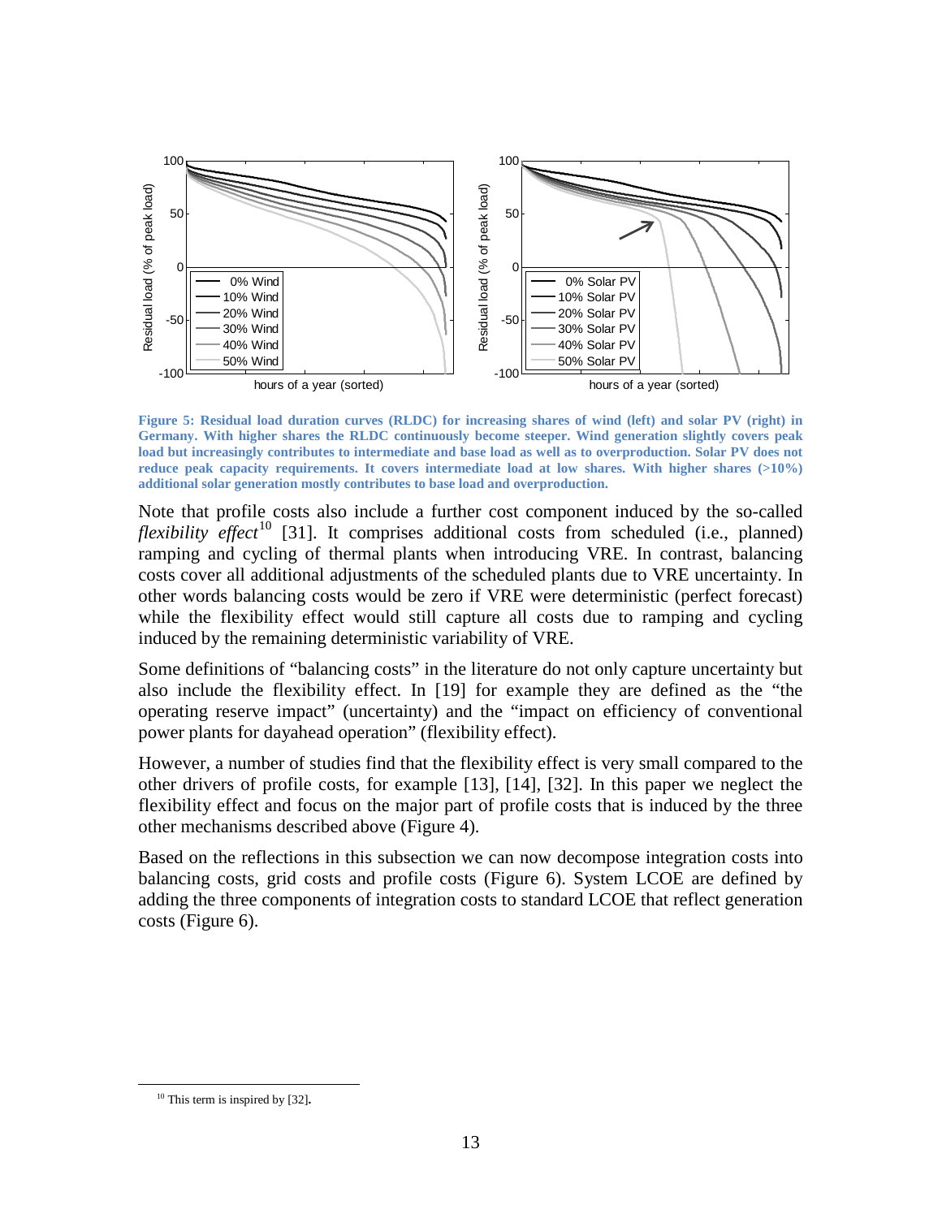Figure 5: Residual load duration curves (RLDC) for increasing shares of wind (left) and solar PV (right) in Germany. With higher shares the RLDC continuously become steeper. Wind generation slightly covers peak load but increasingly contributes to intermediate and base load as well as to overproduction. Solar PV does not reduce peak capacity requirements. It covers intermediate load at low shares. With higher shares (>10%) additional solar generation mostly contributes to base load and overproduction.

Note that profile costs also include a further cost component induced by the so-called *flexibility effect*[10] [31]. It comprises additional costs from scheduled (i.e., planned) ramping and cycling of thermal plants when introducing VRE. In contrast, balancing costs cover all additional adjustments of the scheduled plants due to VRE uncertainty. In other words balancing costs would be zero if VRE were deterministic (perfect forecast) while the flexibility effect would still capture all costs due to ramping and cycling induced by the remaining deterministic variability of VRE.

Some definitions of "balancing costs" in the literature do not only capture uncertainty but also include the flexibility effect. In [19] for example they are defined as the "the operating reserve impact" (uncertainty) and the "impact on efficiency of conventional power plants for dayahead operation" (flexibility effect).

However, a number of studies find that the flexibility effect is very small compared to the other drivers of profile costs, for example [13], [14], [32]. In this paper we neglect the flexibility effect and focus on the major part of profile costs that is induced by the three other mechanisms described above (Figure 4).

Based on the reflections in this subsection we can now decompose integration costs into balancing costs, grid costs and profile costs (Figure 6). System LCOE are defined by adding the three components of integration costs to standard LCOE that reflect generation costs (Figure 6).

[10] This term is inspired by [32].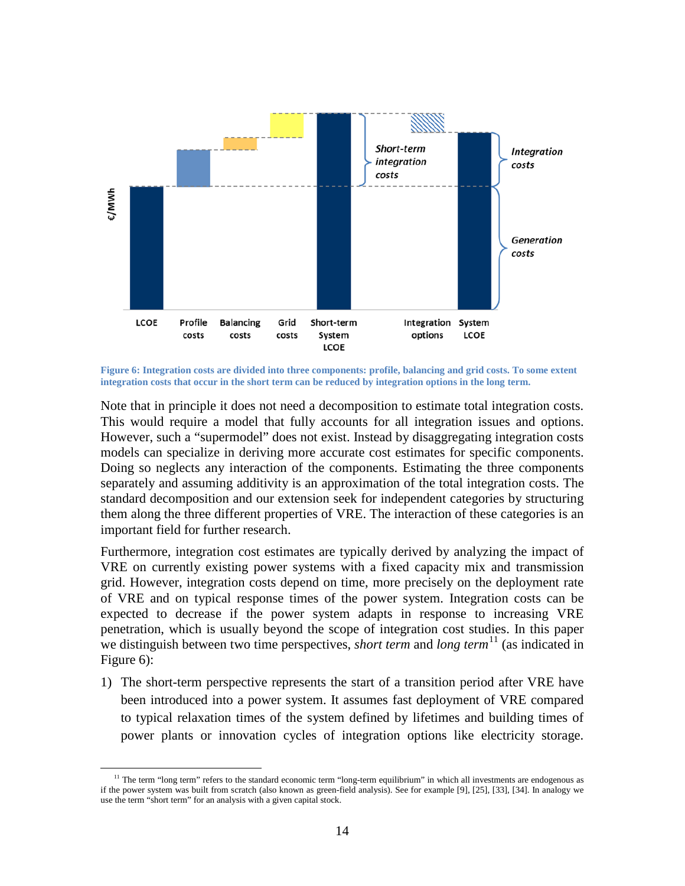Figure 6: Integration costs are divided into three components: profile, balancing and grid costs. To some extent integration costs that occur in the short term can be reduced by integration options in the long term.

Note that in principle it does not need a decomposition to estimate total integration costs. This would require a model that fully accounts for all integration issues and options. However, such a "supermodel" does not exist. Instead by disaggregating integration costs models can specialize in deriving more accurate cost estimates for specific components. Doing so neglects any interaction of the components. Estimating the three components separately and assuming additivity is an approximation of the total integration costs. The standard decomposition and our extension seek for independent categories by structuring them along the three different properties of VRE. The interaction of these categories is an important field for further research.

Furthermore, integration cost estimates are typically derived by analyzing the impact of VRE on currently existing power systems with a fixed capacity mix and transmission grid. However, integration costs depend on time, more precisely on the deployment rate of VRE and on typical response times of the power system. Integration costs can be expected to decrease if the power system adapts in response to increasing VRE penetration, which is usually beyond the scope of integration cost studies. In this paper we distinguish between two time perspectives, *short term* and *long term*[11] (as indicated in Figure 6):

1) The short-term perspective represents the start of a transition period after VRE have been introduced into a power system. It assumes fast deployment of VRE compared to typical relaxation times of the system defined by lifetimes and building times of power plants or innovation cycles of integration options like electricity storage.

[11] The term "long term" refers to the standard economic term "long-term equilibrium" in which all investments are endogenous as if the power system was built from scratch (also known as green-field analysis). See for example [9], [25], [33], [34]. In analogy we use the term "short term" for an analysis with a given capital stock.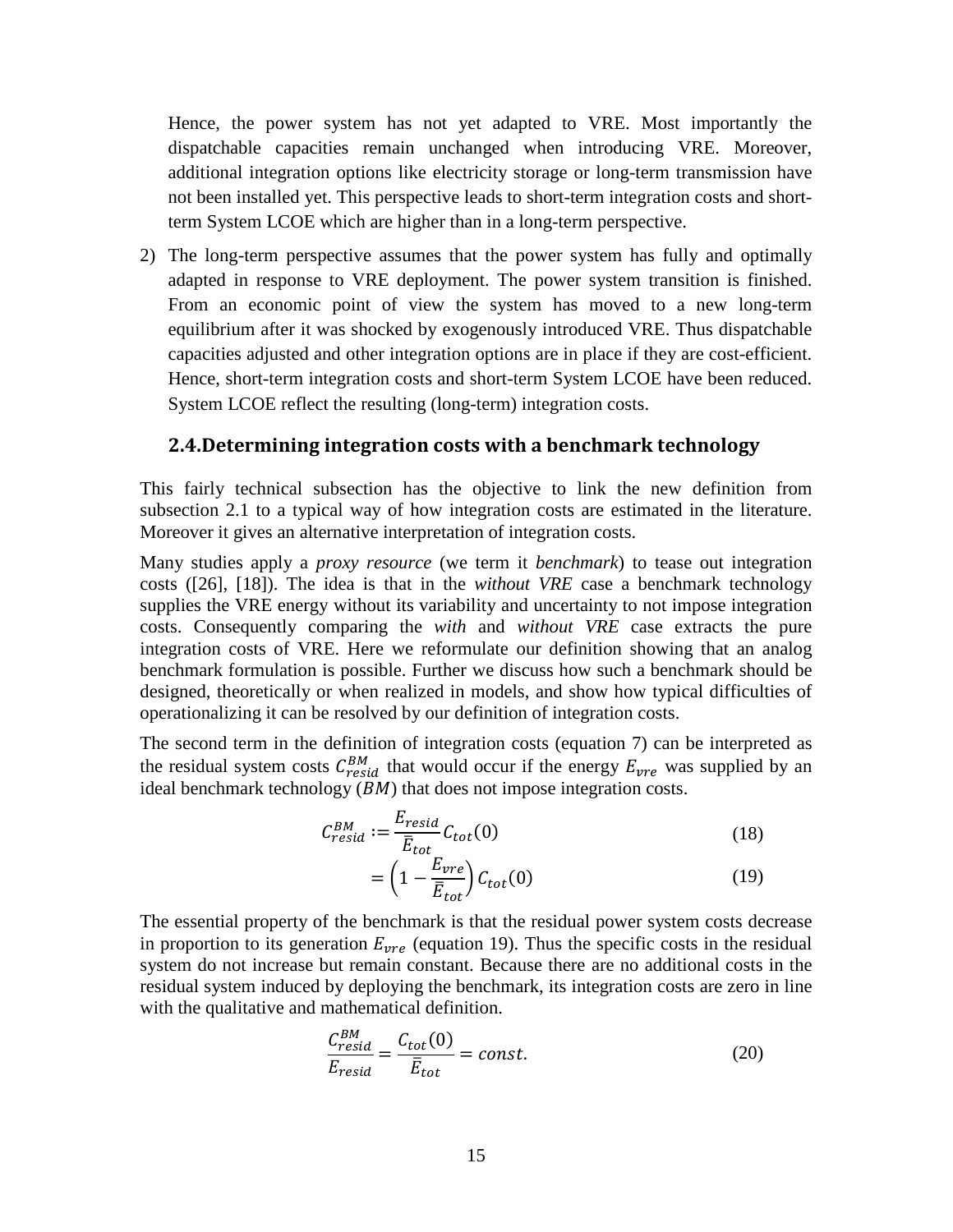Hence, the power system has not yet adapted to VRE. Most importantly the dispatchable capacities remain unchanged when introducing VRE. Moreover, additional integration options like electricity storage or long-term transmission have not been installed yet. This perspective leads to short-term integration costs and short-term System LCOE which are higher than in a long-term perspective.

2) The long-term perspective assumes that the power system has fully and optimally adapted in response to VRE deployment. The power system transition is finished. From an economic point of view the system has moved to a new long-term equilibrium after it was shocked by exogenously introduced VRE. Thus dispatchable capacities adjusted and other integration options are in place if they are cost-efficient. Hence, short-term integration costs and short-term System LCOE have been reduced. System LCOE reflect the resulting (long-term) integration costs.

## 2.4. Determining integration costs with a benchmark technology

This fairly technical subsection has the objective to link the new definition from subsection 2.1 to a typical way of how integration costs are estimated in the literature. Moreover it gives an alternative interpretation of integration costs.

Many studies apply a *proxy resource* (we term it *benchmark*) to tease out integration costs ([26], [18]). The idea is that in the *without VRE* case a benchmark technology supplies the VRE energy without its variability and uncertainty to not impose integration costs. Consequently comparing the *with* and *without VRE* case extracts the pure integration costs of VRE. Here we reformulate our definition showing that an analog benchmark formulation is possible. Further we discuss how such a benchmark should be designed, theoretically or when realized in models, and show how typical difficulties of operationalizing it can be resolved by our definition of integration costs.

The second term in the definition of integration costs (equation 7) can be interpreted as the residual system costs $C_{resid}^{BM}$ that would occur if the energy $E_{vre}$ was supplied by an ideal benchmark technology ($BM$) that does not impose integration costs.

$$C_{resid}^{BM} := \frac{E_{resid}}{\bar{E}_{tot}} C_{tot}(0) \tag{18}$$

$$= \left(1 - \frac{E_{vre}}{\bar{E}_{tot}}\right) C_{tot}(0) \tag{19}$$

The essential property of the benchmark is that the residual power system costs decrease in proportion to its generation $E_{vre}$ (equation 19). Thus the specific costs in the residual system do not increase but remain constant. Because there are no additional costs in the residual system induced by deploying the benchmark, its integration costs are zero in line with the qualitative and mathematical definition.

$$\frac{C_{resid}^{BM}}{E_{resid}} = \frac{C_{tot}(0)}{\bar{E}_{tot}} = const. \tag{20}$$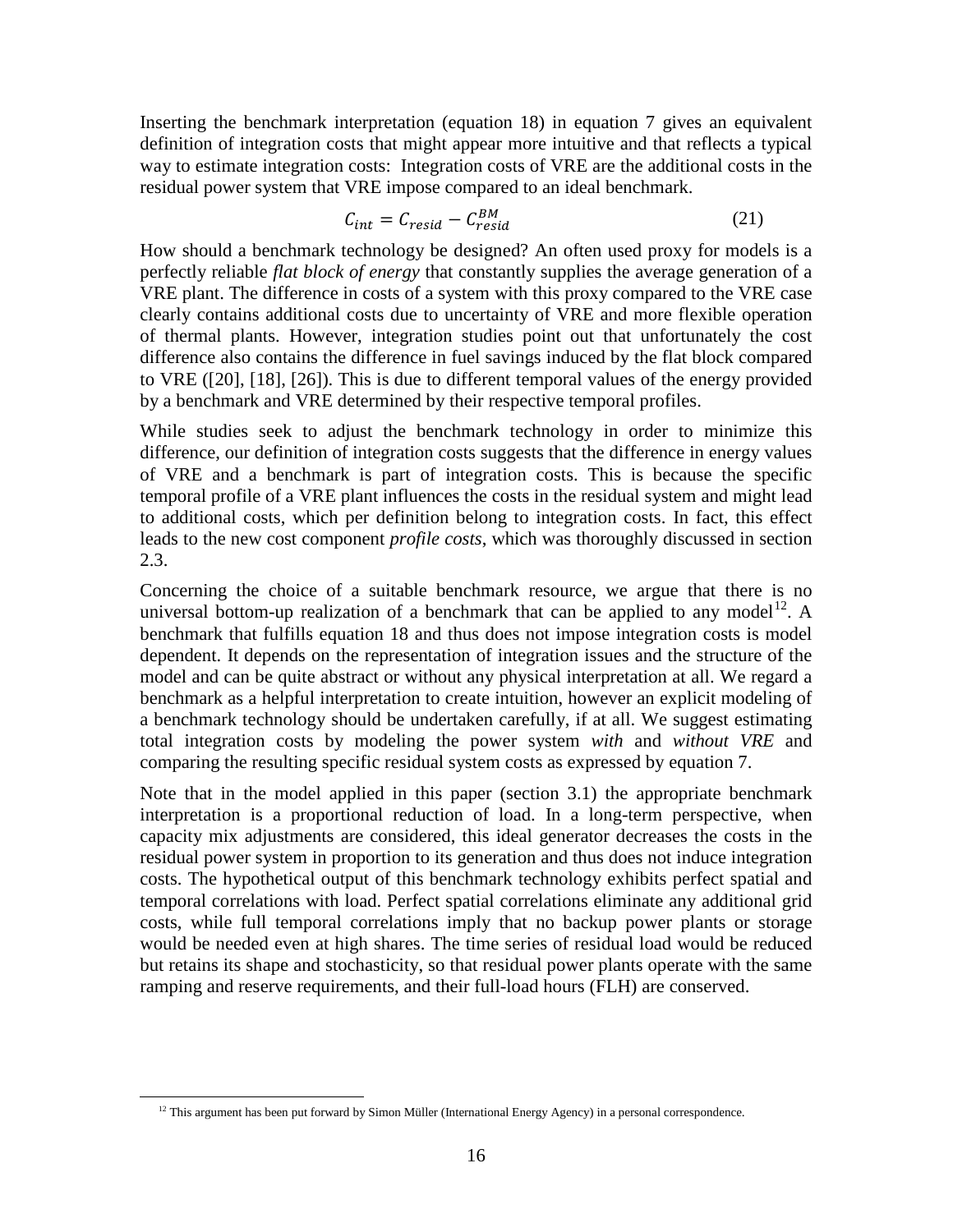Inserting the benchmark interpretation (equation 18) in equation 7 gives an equivalent definition of integration costs that might appear more intuitive and that reflects a typical way to estimate integration costs: Integration costs of VRE are the additional costs in the residual power system that VRE impose compared to an ideal benchmark.

$$C_{int} = C_{resid} - C_{resid}^{BM} \tag{21}$$

How should a benchmark technology be designed? An often used proxy for models is a perfectly reliable *flat block of energy* that constantly supplies the average generation of a VRE plant. The difference in costs of a system with this proxy compared to the VRE case clearly contains additional costs due to uncertainty of VRE and more flexible operation of thermal plants. However, integration studies point out that unfortunately the cost difference also contains the difference in fuel savings induced by the flat block compared to VRE ([20], [18], [26]). This is due to different temporal values of the energy provided by a benchmark and VRE determined by their respective temporal profiles.

While studies seek to adjust the benchmark technology in order to minimize this difference, our definition of integration costs suggests that the difference in energy values of VRE and a benchmark is part of integration costs. This is because the specific temporal profile of a VRE plant influences the costs in the residual system and might lead to additional costs, which per definition belong to integration costs. In fact, this effect leads to the new cost component *profile costs*, which was thoroughly discussed in section 2.3.

Concerning the choice of a suitable benchmark resource, we argue that there is no universal bottom-up realization of a benchmark that can be applied to any model[12]. A benchmark that fulfills equation 18 and thus does not impose integration costs is model dependent. It depends on the representation of integration issues and the structure of the model and can be quite abstract or without any physical interpretation at all. We regard a benchmark as a helpful interpretation to create intuition, however an explicit modeling of a benchmark technology should be undertaken carefully, if at all. We suggest estimating total integration costs by modeling the power system *with* and *without VRE* and comparing the resulting specific residual system costs as expressed by equation 7.

Note that in the model applied in this paper (section 3.1) the appropriate benchmark interpretation is a proportional reduction of load. In a long-term perspective, when capacity mix adjustments are considered, this ideal generator decreases the costs in the residual power system in proportion to its generation and thus does not induce integration costs. The hypothetical output of this benchmark technology exhibits perfect spatial and temporal correlations with load. Perfect spatial correlations eliminate any additional grid costs, while full temporal correlations imply that no backup power plants or storage would be needed even at high shares. The time series of residual load would be reduced but retains its shape and stochasticity, so that residual power plants operate with the same ramping and reserve requirements, and their full-load hours (FLH) are conserved.

[12] This argument has been put forward by Simon Müller (International Energy Agency) in a personal correspondence.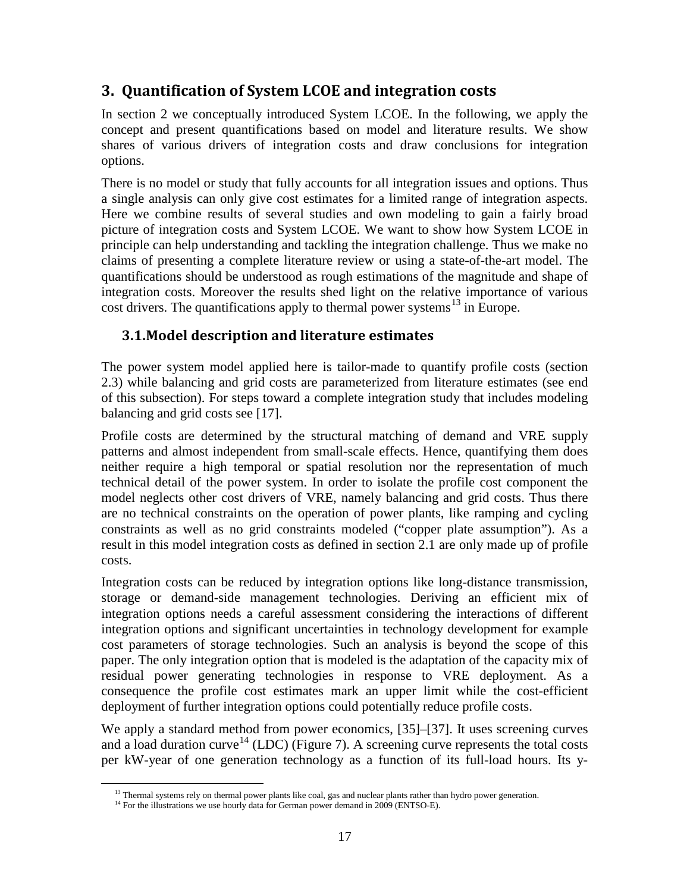## 3. Quantification of System LCOE and integration costs

In section 2 we conceptually introduced System LCOE. In the following, we apply the concept and present quantifications based on model and literature results. We show shares of various drivers of integration costs and draw conclusions for integration options.

There is no model or study that fully accounts for all integration issues and options. Thus a single analysis can only give cost estimates for a limited range of integration aspects. Here we combine results of several studies and own modeling to gain a fairly broad picture of integration costs and System LCOE. We want to show how System LCOE in principle can help understanding and tackling the integration challenge. Thus we make no claims of presenting a complete literature review or using a state-of-the-art model. The quantifications should be understood as rough estimations of the magnitude and shape of integration costs. Moreover the results shed light on the relative importance of various cost drivers. The quantifications apply to thermal power systems[13] in Europe.

### 3.1. Model description and literature estimates

The power system model applied here is tailor-made to quantify profile costs (section 2.3) while balancing and grid costs are parameterized from literature estimates (see end of this subsection). For steps toward a complete integration study that includes modeling balancing and grid costs see [17].

Profile costs are determined by the structural matching of demand and VRE supply patterns and almost independent from small-scale effects. Hence, quantifying them does neither require a high temporal or spatial resolution nor the representation of much technical detail of the power system. In order to isolate the profile cost component the model neglects other cost drivers of VRE, namely balancing and grid costs. Thus there are no technical constraints on the operation of power plants, like ramping and cycling constraints as well as no grid constraints modeled ("copper plate assumption"). As a result in this model integration costs as defined in section 2.1 are only made up of profile costs.

Integration costs can be reduced by integration options like long-distance transmission, storage or demand-side management technologies. Deriving an efficient mix of integration options needs a careful assessment considering the interactions of different integration options and significant uncertainties in technology development for example cost parameters of storage technologies. Such an analysis is beyond the scope of this paper. The only integration option that is modeled is the adaptation of the capacity mix of residual power generating technologies in response to VRE deployment. As a consequence the profile cost estimates mark an upper limit while the cost-efficient deployment of further integration options could potentially reduce profile costs.

We apply a standard method from power economics, [35]–[37]. It uses screening curves and a load duration curve[14] (LDC) (Figure 7). A screening curve represents the total costs per kW-year of one generation technology as a function of its full-load hours. Its y-

[13] Thermal systems rely on thermal power plants like coal, gas and nuclear plants rather than hydro power generation.

[14] For the illustrations we use hourly data for German power demand in 2009 (ENTSO-E).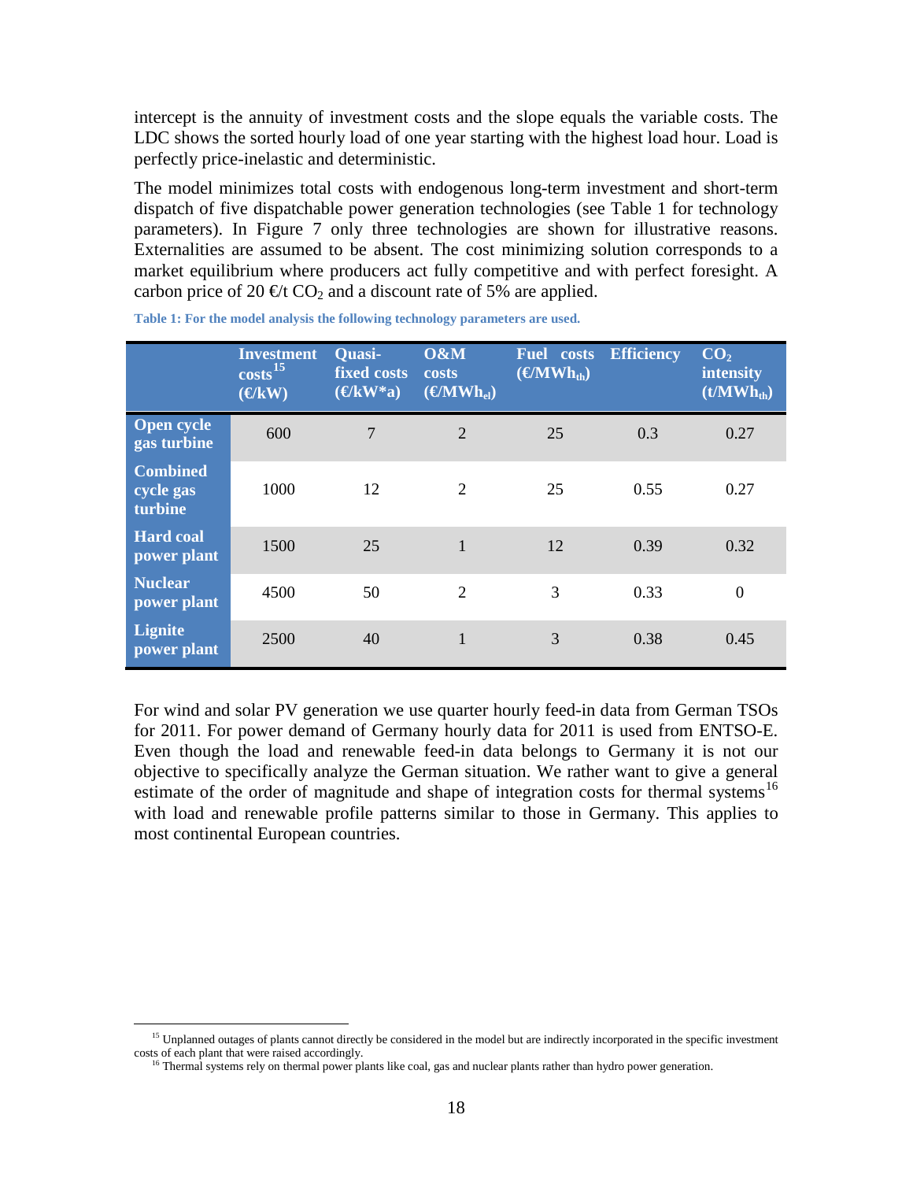intercept is the annuity of investment costs and the slope equals the variable costs. The LDC shows the sorted hourly load of one year starting with the highest load hour. Load is perfectly price-inelastic and deterministic.

The model minimizes total costs with endogenous long-term investment and short-term dispatch of five dispatchable power generation technologies (see Table 1 for technology parameters). In Figure 7 only three technologies are shown for illustrative reasons. Externalities are assumed to be absent. The cost minimizing solution corresponds to a market equilibrium where producers act fully competitive and with perfect foresight. A carbon price of 20 €/t $CO_2$ and a discount rate of 5% are applied.

**Table 1: For the model analysis the following technology parameters are used.**

| | Investment costs[15] (€/kW) | Quasi-fixed costs (€/kW*a) | O&M costs (€/$MWh_{el}$) | Fuel costs (€/$MWh_{th}$) | Efficiency | $CO_2$ intensity (t/$MWh_{th}$) |
|---|---|---|---|---|---|---|
| **Open cycle gas turbine** | 600 | 7 | 2 | 25 | 0.3 | 0.27 |
| **Combined cycle gas turbine** | 1000 | 12 | 2 | 25 | 0.55 | 0.27 |
| **Hard coal power plant** | 1500 | 25 | 1 | 12 | 0.39 | 0.32 |
| **Nuclear power plant** | 4500 | 50 | 2 | 3 | 0.33 | 0 |
| **Lignite power plant** | 2500 | 40 | 1 | 3 | 0.38 | 0.45 |

For wind and solar PV generation we use quarter hourly feed-in data from German TSOs for 2011. For power demand of Germany hourly data for 2011 is used from ENTSO-E. Even though the load and renewable feed-in data belongs to Germany it is not our objective to specifically analyze the German situation. We rather want to give a general estimate of the order of magnitude and shape of integration costs for thermal systems[16] with load and renewable profile patterns similar to those in Germany. This applies to most continental European countries.

[15] Unplanned outages of plants cannot directly be considered in the model but are indirectly incorporated in the specific investment costs of each plant that were raised accordingly.

[16] Thermal systems rely on thermal power plants like coal, gas and nuclear plants rather than hydro power generation.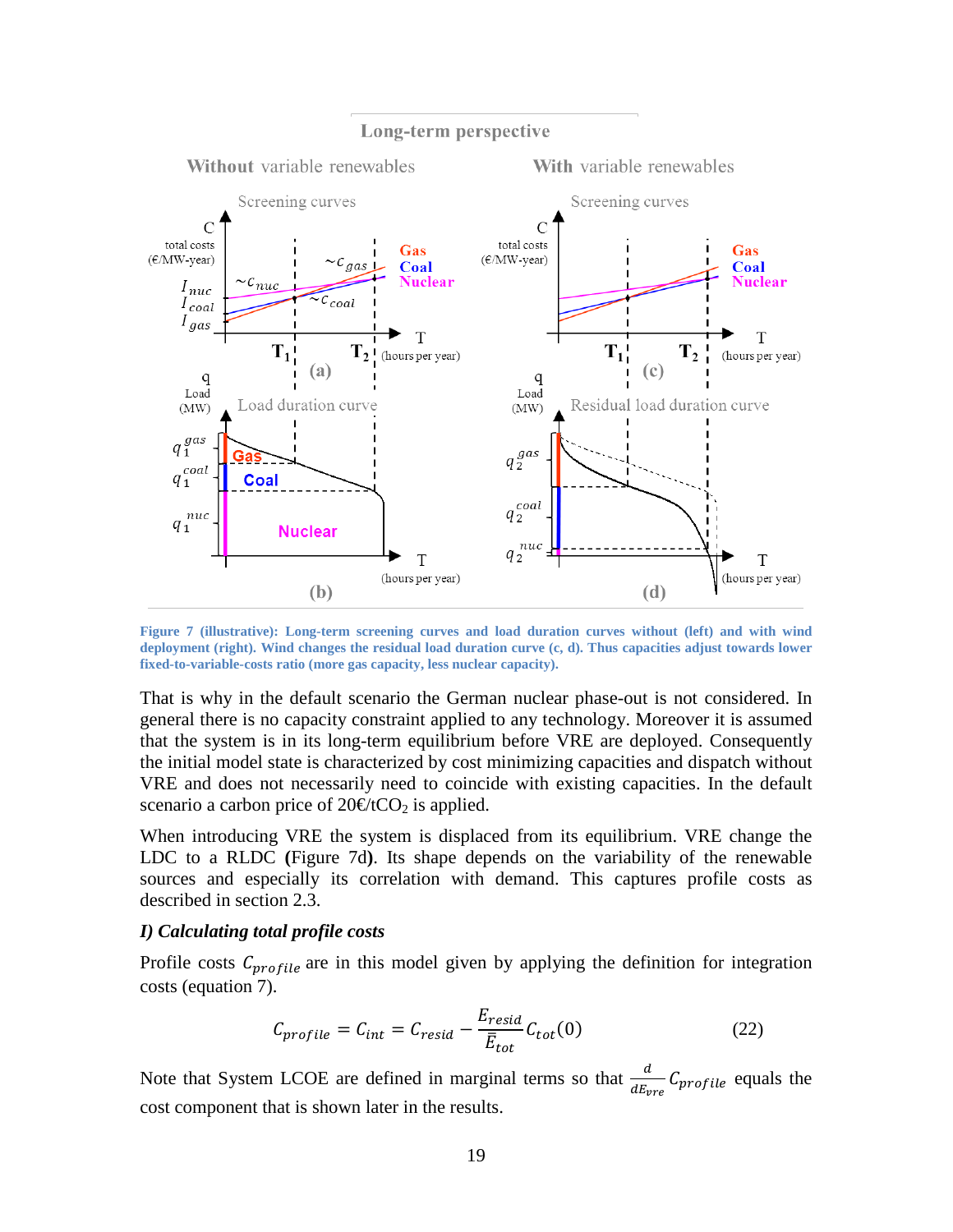Figure 7 (illustrative): Long-term screening curves and load duration curves without (left) and with wind deployment (right). Wind changes the residual load duration curve (c, d). Thus capacities adjust towards lower fixed-to-variable-costs ratio (more gas capacity, less nuclear capacity).

That is why in the default scenario the German nuclear phase-out is not considered. In general there is no capacity constraint applied to any technology. Moreover it is assumed that the system is in its long-term equilibrium before VRE are deployed. Consequently the initial model state is characterized by cost minimizing capacities and dispatch without VRE and does not necessarily need to coincide with existing capacities. In the default scenario a carbon price of 20€/t$CO_2$ is applied.

When introducing VRE the system is displaced from its equilibrium. VRE change the LDC to a RLDC **(**Figure 7d**)**. Its shape depends on the variability of the renewable sources and especially its correlation with demand. This captures profile costs as described in section 2.3.

***I) Calculating total profile costs***

Profile costs $C_{profile}$ are in this model given by applying the definition for integration costs (equation 7).

$$C_{profile} = C_{int} = C_{resid} - \frac{E_{resid}}{\bar{E}_{tot}} C_{tot}(0) \tag{22}$$

Note that System LCOE are defined in marginal terms so that $\frac{d}{dE_{vre}} C_{profile}$ equals the cost component that is shown later in the results.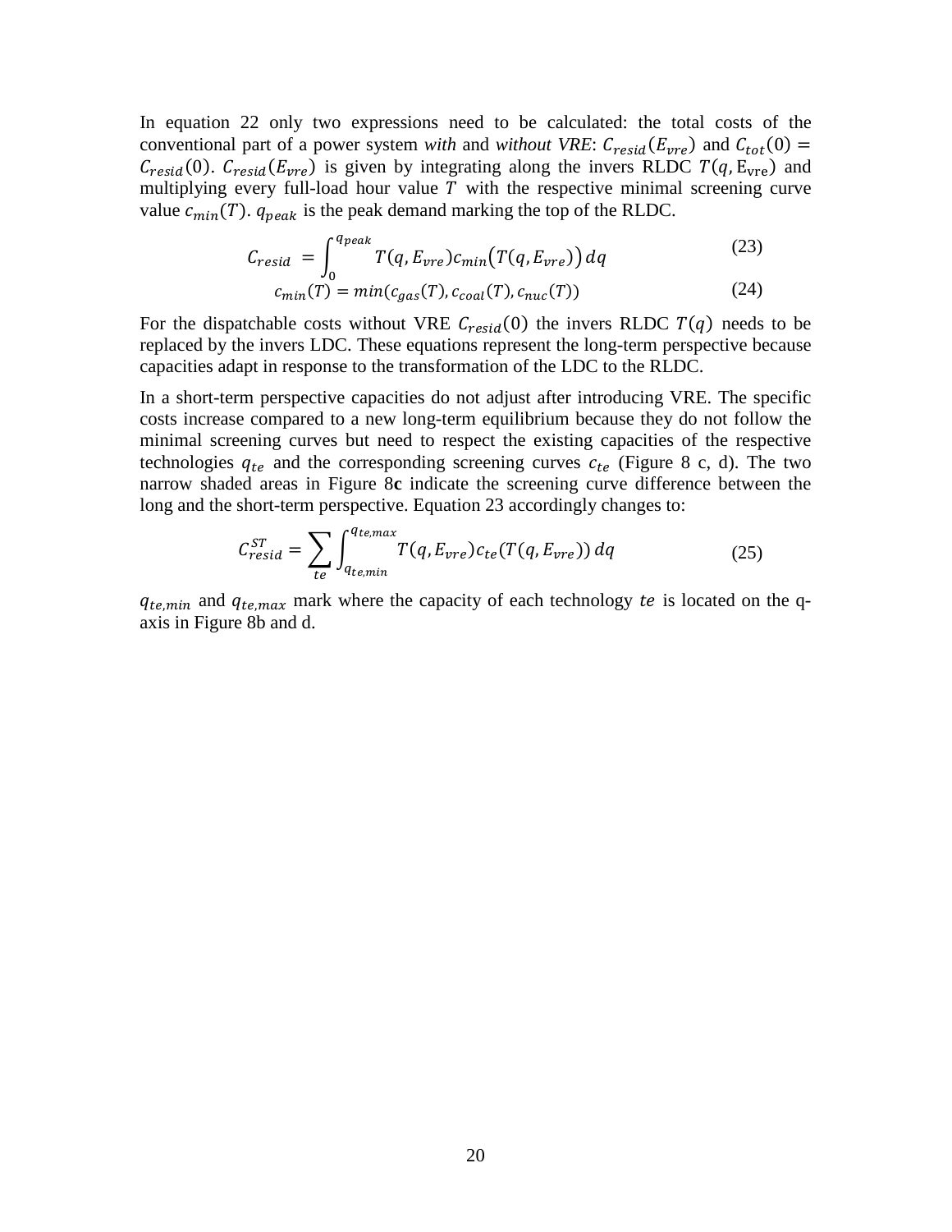In equation 22 only two expressions need to be calculated: the total costs of the conventional part of a power system *with* and *without VRE*: $C_{resid}(E_{vre})$ and $C_{tot}(0) = C_{resid}(0)$. $C_{resid}(E_{vre})$ is given by integrating along the invers RLDC $T(q, \mathrm{E_{vre}})$ and multiplying every full-load hour value $T$ with the respective minimal screening curve value $c_{min}(T)$. $q_{peak}$ is the peak demand marking the top of the RLDC.

$$C_{resid} = \int_{0}^{q_{peak}} T(q, E_{vre}) c_{min}\big(T(q, E_{vre})\big)\, dq \tag{23}$$

$$c_{min}(T) = min(c_{gas}(T), c_{coal}(T), c_{nuc}(T)) \tag{24}$$

For the dispatchable costs without VRE $C_{resid}(0)$ the invers RLDC $T(q)$ needs to be replaced by the invers LDC. These equations represent the long-term perspective because capacities adapt in response to the transformation of the LDC to the RLDC.

In a short-term perspective capacities do not adjust after introducing VRE. The specific costs increase compared to a new long-term equilibrium because they do not follow the minimal screening curves but need to respect the existing capacities of the respective technologies $q_{te}$ and the corresponding screening curves $c_{te}$ (Figure 8 c, d). The two narrow shaded areas in Figure 8**c** indicate the screening curve difference between the long and the short-term perspective. Equation 23 accordingly changes to:

$$C_{resid}^{ST} = \sum_{te} \int_{q_{te,min}}^{q_{te,max}} T(q, E_{vre}) c_{te}(T(q, E_{vre}))\, dq \tag{25}$$

$q_{te,min}$ and $q_{te,max}$ mark where the capacity of each technology $te$ is located on the q-axis in Figure 8b and d.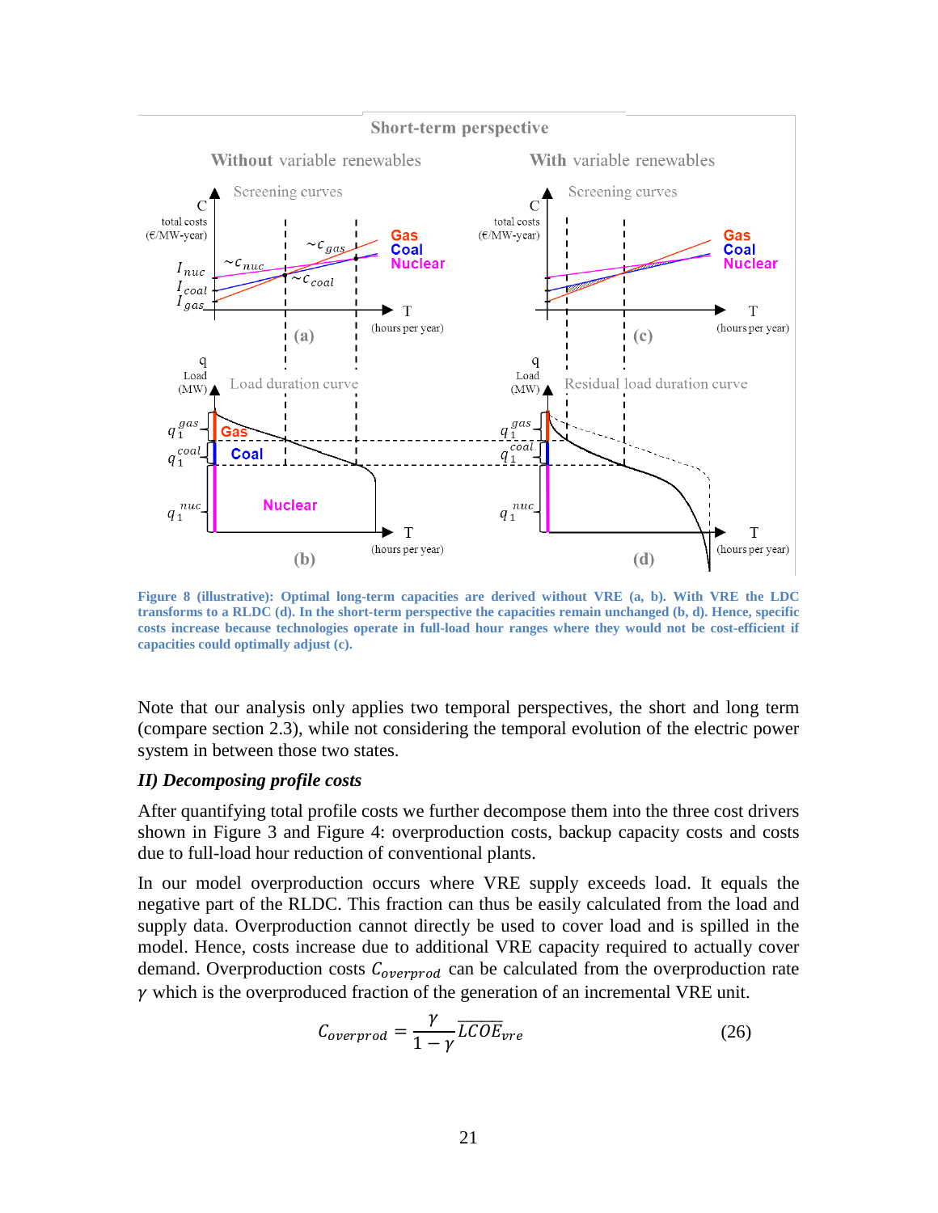Figure 8 (illustrative): Optimal long-term capacities are derived without VRE (a, b). With VRE the LDC transforms to a RLDC (d). In the short-term perspective the capacities remain unchanged (b, d). Hence, specific costs increase because technologies operate in full-load hour ranges where they would not be cost-efficient if capacities could optimally adjust (c).

Note that our analysis only applies two temporal perspectives, the short and long term (compare section 2.3), while not considering the temporal evolution of the electric power system in between those two states.

***II) Decomposing profile costs***

After quantifying total profile costs we further decompose them into the three cost drivers shown in Figure 3 and Figure 4: overproduction costs, backup capacity costs and costs due to full-load hour reduction of conventional plants.

In our model overproduction occurs where VRE supply exceeds load. It equals the negative part of the RLDC. This fraction can thus be easily calculated from the load and supply data. Overproduction cannot directly be used to cover load and is spilled in the model. Hence, costs increase due to additional VRE capacity required to actually cover demand. Overproduction costs $C_{overprod}$ can be calculated from the overproduction rate $\gamma$ which is the overproduced fraction of the generation of an incremental VRE unit.

$$C_{overprod} = \frac{\gamma}{1-\gamma}\overline{LCOE}_{vre} \tag{26}$$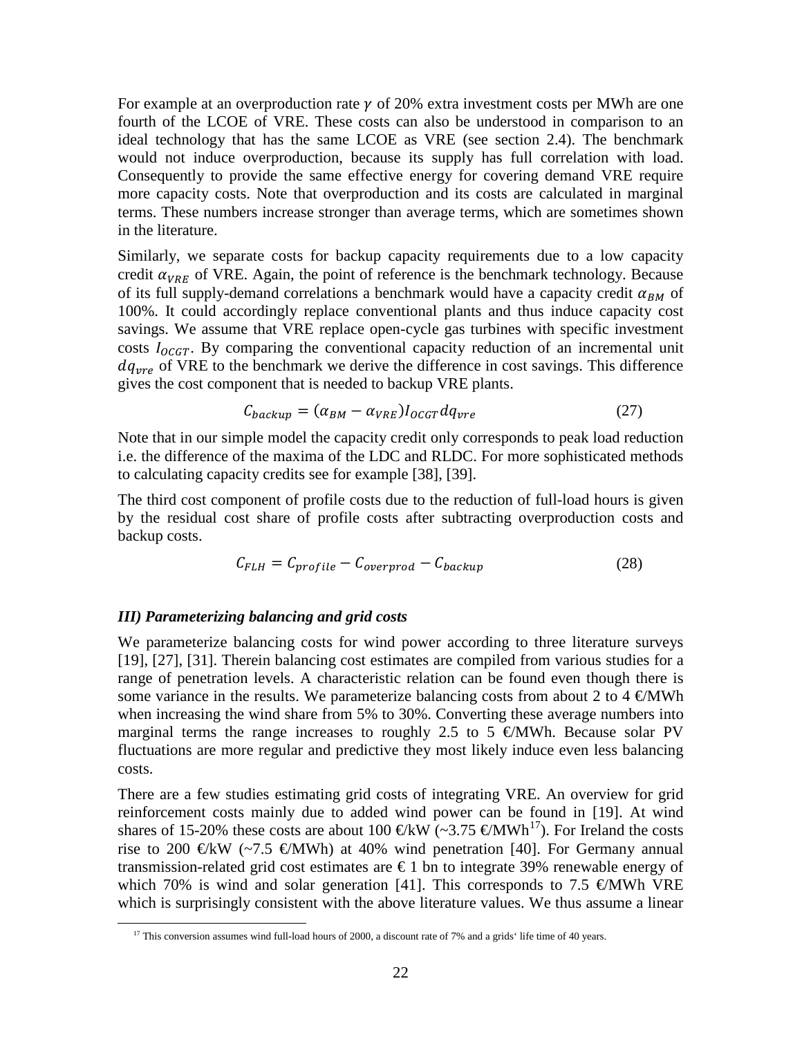For example at an overproduction rate $\gamma$ of 20% extra investment costs per MWh are one fourth of the LCOE of VRE. These costs can also be understood in comparison to an ideal technology that has the same LCOE as VRE (see section 2.4). The benchmark would not induce overproduction, because its supply has full correlation with load. Consequently to provide the same effective energy for covering demand VRE require more capacity costs. Note that overproduction and its costs are calculated in marginal terms. These numbers increase stronger than average terms, which are sometimes shown in the literature.

Similarly, we separate costs for backup capacity requirements due to a low capacity credit $\alpha_{VRE}$ of VRE. Again, the point of reference is the benchmark technology. Because of its full supply-demand correlations a benchmark would have a capacity credit $\alpha_{BM}$ of 100%. It could accordingly replace conventional plants and thus induce capacity cost savings. We assume that VRE replace open-cycle gas turbines with specific investment costs $I_{OCGT}$. By comparing the conventional capacity reduction of an incremental unit $dq_{vre}$ of VRE to the benchmark we derive the difference in cost savings. This difference gives the cost component that is needed to backup VRE plants.

$$C_{backup} = (\alpha_{BM} - \alpha_{VRE}) I_{OCGT} dq_{vre} \tag{27}$$

Note that in our simple model the capacity credit only corresponds to peak load reduction i.e. the difference of the maxima of the LDC and RLDC. For more sophisticated methods to calculating capacity credits see for example [38], [39].

The third cost component of profile costs due to the reduction of full-load hours is given by the residual cost share of profile costs after subtracting overproduction costs and backup costs.

$$C_{FLH} = C_{profile} - C_{overprod} - C_{backup} \tag{28}$$

### *III) Parameterizing balancing and grid costs*

We parameterize balancing costs for wind power according to three literature surveys [19], [27], [31]. Therein balancing cost estimates are compiled from various studies for a range of penetration levels. A characteristic relation can be found even though there is some variance in the results. We parameterize balancing costs from about 2 to 4 €/MWh when increasing the wind share from 5% to 30%. Converting these average numbers into marginal terms the range increases to roughly 2.5 to 5 €/MWh. Because solar PV fluctuations are more regular and predictive they most likely induce even less balancing costs.

There are a few studies estimating grid costs of integrating VRE. An overview for grid reinforcement costs mainly due to added wind power can be found in [19]. At wind shares of 15-20% these costs are about 100 €/kW (~3.75 €/MWh[17]). For Ireland the costs rise to 200 €/kW (~7.5 €/MWh) at 40% wind penetration [40]. For Germany annual transmission-related grid cost estimates are € 1 bn to integrate 39% renewable energy of which 70% is wind and solar generation [41]. This corresponds to 7.5 €/MWh VRE which is surprisingly consistent with the above literature values. We thus assume a linear

[17] This conversion assumes wind full-load hours of 2000, a discount rate of 7% and a grids' life time of 40 years.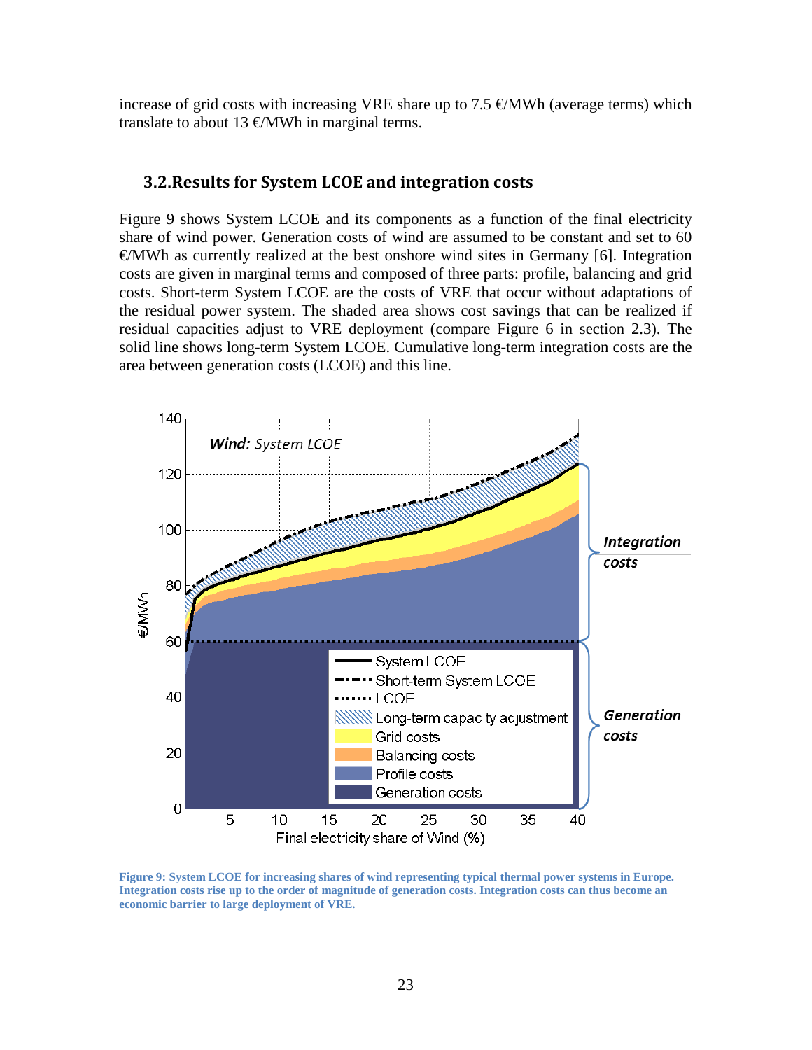increase of grid costs with increasing VRE share up to 7.5 €/MWh (average terms) which translate to about 13 €/MWh in marginal terms.

### 3.2. Results for System LCOE and integration costs

Figure 9 shows System LCOE and its components as a function of the final electricity share of wind power. Generation costs of wind are assumed to be constant and set to 60 €/MWh as currently realized at the best onshore wind sites in Germany [6]. Integration costs are given in marginal terms and composed of three parts: profile, balancing and grid costs. Short-term System LCOE are the costs of VRE that occur without adaptations of the residual power system. The shaded area shows cost savings that can be realized if residual capacities adjust to VRE deployment (compare Figure 6 in section 2.3). The solid line shows long-term System LCOE. Cumulative long-term integration costs are the area between generation costs (LCOE) and this line.

**Figure 9: System LCOE for increasing shares of wind representing typical thermal power systems in Europe. Integration costs rise up to the order of magnitude of generation costs. Integration costs can thus become an economic barrier to large deployment of VRE.**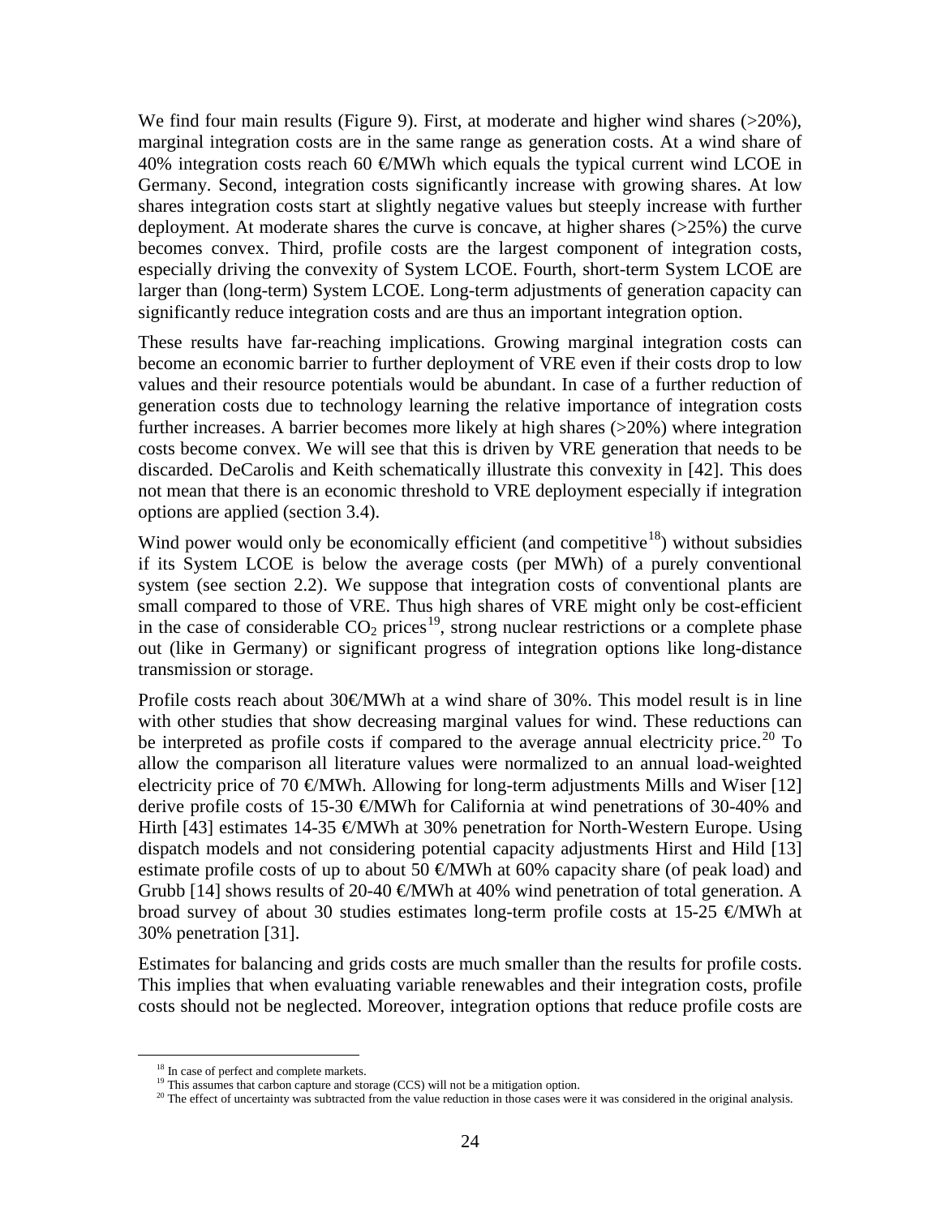We find four main results (Figure 9). First, at moderate and higher wind shares (>20%), marginal integration costs are in the same range as generation costs. At a wind share of 40% integration costs reach 60 €/MWh which equals the typical current wind LCOE in Germany. Second, integration costs significantly increase with growing shares. At low shares integration costs start at slightly negative values but steeply increase with further deployment. At moderate shares the curve is concave, at higher shares (>25%) the curve becomes convex. Third, profile costs are the largest component of integration costs, especially driving the convexity of System LCOE. Fourth, short-term System LCOE are larger than (long-term) System LCOE. Long-term adjustments of generation capacity can significantly reduce integration costs and are thus an important integration option.

These results have far-reaching implications. Growing marginal integration costs can become an economic barrier to further deployment of VRE even if their costs drop to low values and their resource potentials would be abundant. In case of a further reduction of generation costs due to technology learning the relative importance of integration costs further increases. A barrier becomes more likely at high shares (>20%) where integration costs become convex. We will see that this is driven by VRE generation that needs to be discarded. DeCarolis and Keith schematically illustrate this convexity in [42]. This does not mean that there is an economic threshold to VRE deployment especially if integration options are applied (section 3.4).

Wind power would only be economically efficient (and competitive[18]) without subsidies if its System LCOE is below the average costs (per MWh) of a purely conventional system (see section 2.2). We suppose that integration costs of conventional plants are small compared to those of VRE. Thus high shares of VRE might only be cost-efficient in the case of considerable $CO_2$ prices[19], strong nuclear restrictions or a complete phase out (like in Germany) or significant progress of integration options like long-distance transmission or storage.

Profile costs reach about 30€/MWh at a wind share of 30%. This model result is in line with other studies that show decreasing marginal values for wind. These reductions can be interpreted as profile costs if compared to the average annual electricity price.[20] To allow the comparison all literature values were normalized to an annual load-weighted electricity price of 70 €/MWh. Allowing for long-term adjustments Mills and Wiser [12] derive profile costs of 15-30 €/MWh for California at wind penetrations of 30-40% and Hirth [43] estimates 14-35 €/MWh at 30% penetration for North-Western Europe. Using dispatch models and not considering potential capacity adjustments Hirst and Hild [13] estimate profile costs of up to about 50 €/MWh at 60% capacity share (of peak load) and Grubb [14] shows results of 20-40 €/MWh at 40% wind penetration of total generation. A broad survey of about 30 studies estimates long-term profile costs at 15-25 €/MWh at 30% penetration [31].

Estimates for balancing and grids costs are much smaller than the results for profile costs. This implies that when evaluating variable renewables and their integration costs, profile costs should not be neglected. Moreover, integration options that reduce profile costs are

[18] In case of perfect and complete markets.

[19] This assumes that carbon capture and storage (CCS) will not be a mitigation option.

[20] The effect of uncertainty was subtracted from the value reduction in those cases were it was considered in the original analysis.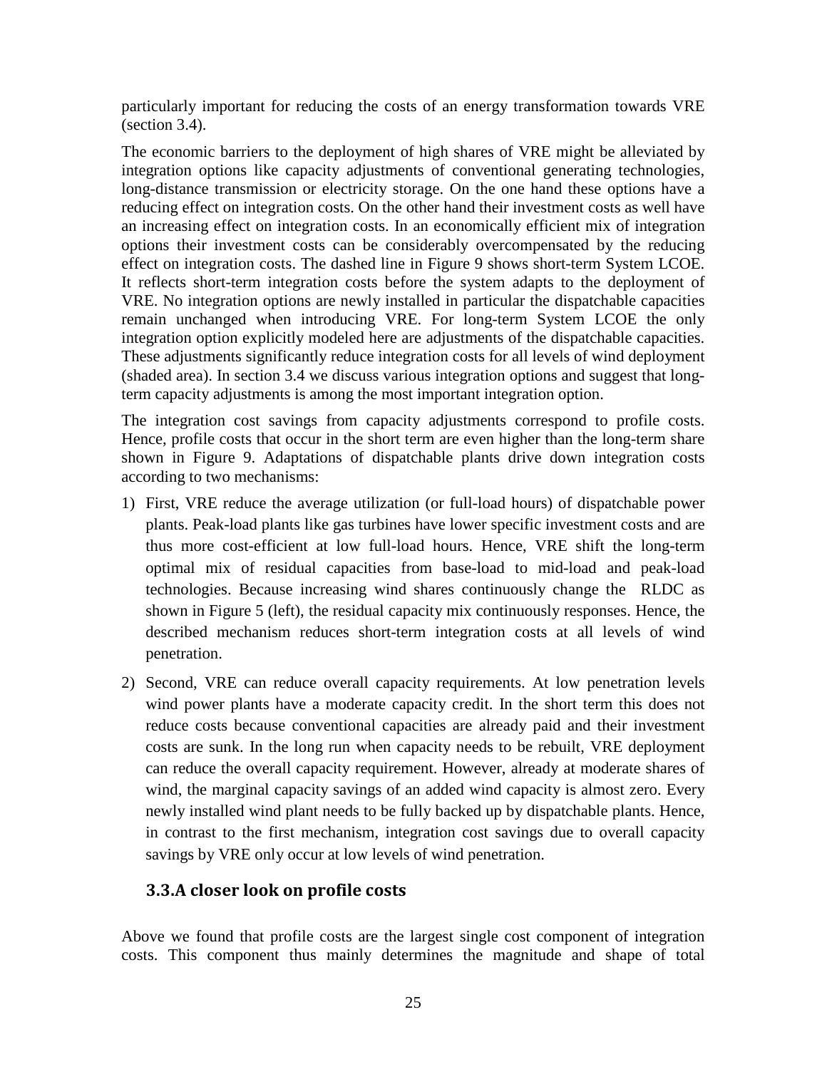particularly important for reducing the costs of an energy transformation towards VRE (section 3.4).

The economic barriers to the deployment of high shares of VRE might be alleviated by integration options like capacity adjustments of conventional generating technologies, long-distance transmission or electricity storage. On the one hand these options have a reducing effect on integration costs. On the other hand their investment costs as well have an increasing effect on integration costs. In an economically efficient mix of integration options their investment costs can be considerably overcompensated by the reducing effect on integration costs. The dashed line in Figure 9 shows short-term System LCOE. It reflects short-term integration costs before the system adapts to the deployment of VRE. No integration options are newly installed in particular the dispatchable capacities remain unchanged when introducing VRE. For long-term System LCOE the only integration option explicitly modeled here are adjustments of the dispatchable capacities. These adjustments significantly reduce integration costs for all levels of wind deployment (shaded area). In section 3.4 we discuss various integration options and suggest that long-term capacity adjustments is among the most important integration option.

The integration cost savings from capacity adjustments correspond to profile costs. Hence, profile costs that occur in the short term are even higher than the long-term share shown in Figure 9. Adaptations of dispatchable plants drive down integration costs according to two mechanisms:

1) First, VRE reduce the average utilization (or full-load hours) of dispatchable power plants. Peak-load plants like gas turbines have lower specific investment costs and are thus more cost-efficient at low full-load hours. Hence, VRE shift the long-term optimal mix of residual capacities from base-load to mid-load and peak-load technologies. Because increasing wind shares continuously change the RLDC as shown in Figure 5 (left), the residual capacity mix continuously responses. Hence, the described mechanism reduces short-term integration costs at all levels of wind penetration.
2) Second, VRE can reduce overall capacity requirements. At low penetration levels wind power plants have a moderate capacity credit. In the short term this does not reduce costs because conventional capacities are already paid and their investment costs are sunk. In the long run when capacity needs to be rebuilt, VRE deployment can reduce the overall capacity requirement. However, already at moderate shares of wind, the marginal capacity savings of an added wind capacity is almost zero. Every newly installed wind plant needs to be fully backed up by dispatchable plants. Hence, in contrast to the first mechanism, integration cost savings due to overall capacity savings by VRE only occur at low levels of wind penetration.

### 3.3. A closer look on profile costs

Above we found that profile costs are the largest single cost component of integration costs. This component thus mainly determines the magnitude and shape of total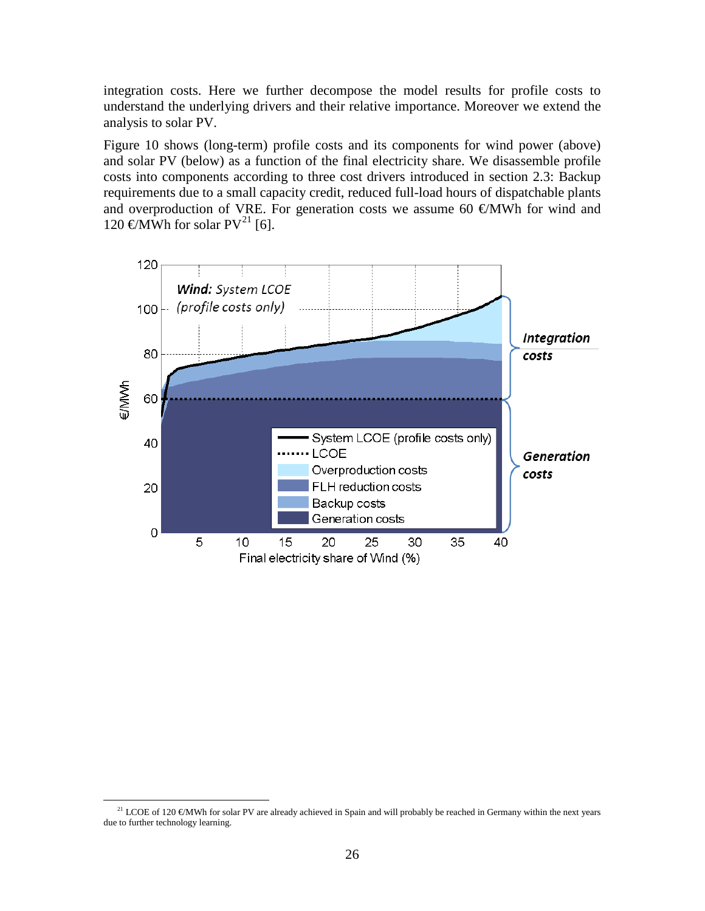integration costs. Here we further decompose the model results for profile costs to understand the underlying drivers and their relative importance. Moreover we extend the analysis to solar PV.

Figure 10 shows (long-term) profile costs and its components for wind power (above) and solar PV (below) as a function of the final electricity share. We disassemble profile costs into components according to three cost drivers introduced in section 2.3: Backup requirements due to a small capacity credit, reduced full-load hours of dispatchable plants and overproduction of VRE. For generation costs we assume 60 €/MWh for wind and 120 €/MWh for solar PV[21] [6].

[21] LCOE of 120 €/MWh for solar PV are already achieved in Spain and will probably be reached in Germany within the next years due to further technology learning.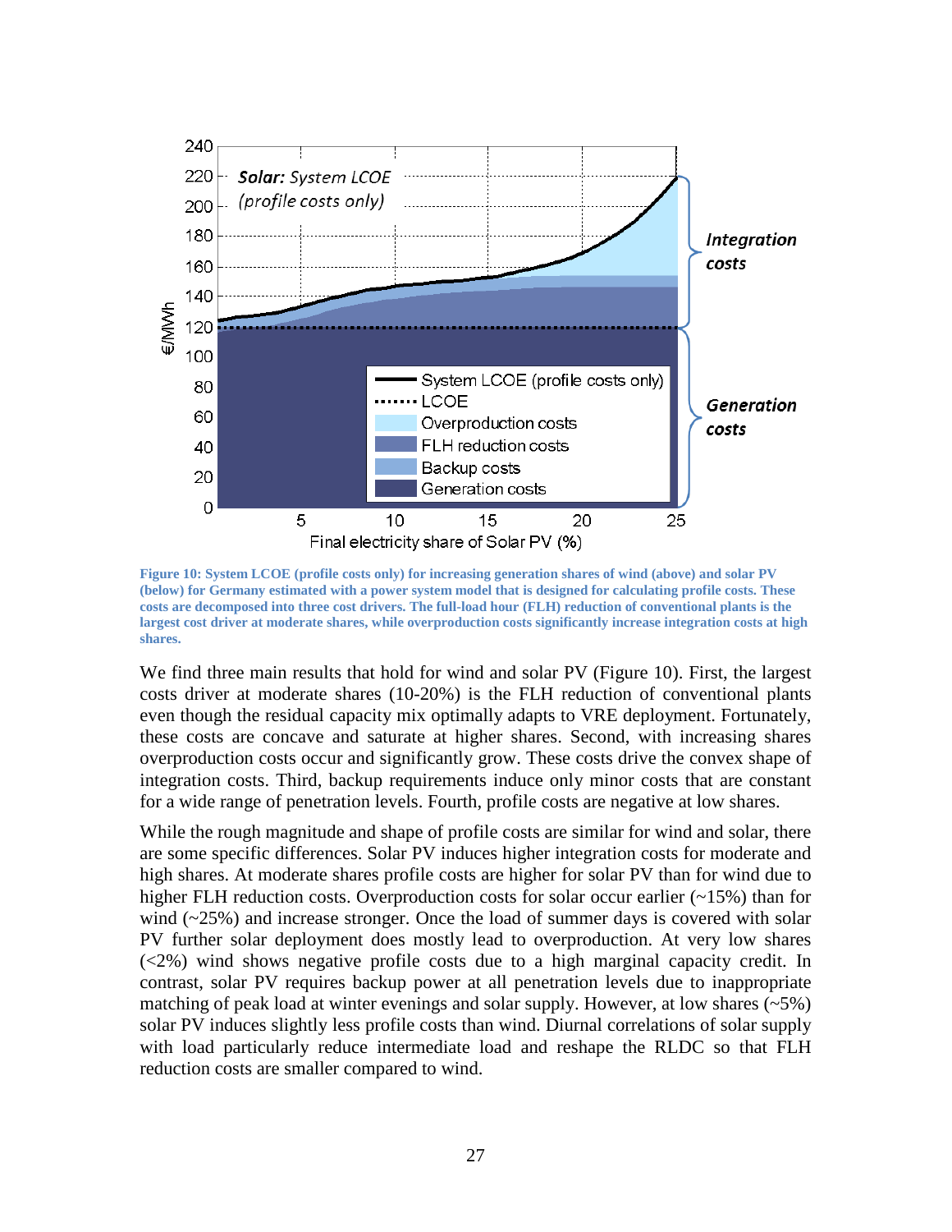Figure 10: System LCOE (profile costs only) for increasing generation shares of wind (above) and solar PV (below) for Germany estimated with a power system model that is designed for calculating profile costs. These costs are decomposed into three cost drivers. The full-load hour (FLH) reduction of conventional plants is the largest cost driver at moderate shares, while overproduction costs significantly increase integration costs at high shares.

We find three main results that hold for wind and solar PV (Figure 10). First, the largest costs driver at moderate shares (10-20%) is the FLH reduction of conventional plants even though the residual capacity mix optimally adapts to VRE deployment. Fortunately, these costs are concave and saturate at higher shares. Second, with increasing shares overproduction costs occur and significantly grow. These costs drive the convex shape of integration costs. Third, backup requirements induce only minor costs that are constant for a wide range of penetration levels. Fourth, profile costs are negative at low shares.

While the rough magnitude and shape of profile costs are similar for wind and solar, there are some specific differences. Solar PV induces higher integration costs for moderate and high shares. At moderate shares profile costs are higher for solar PV than for wind due to higher FLH reduction costs. Overproduction costs for solar occur earlier (~15%) than for wind (~25%) and increase stronger. Once the load of summer days is covered with solar PV further solar deployment does mostly lead to overproduction. At very low shares (<2%) wind shows negative profile costs due to a high marginal capacity credit. In contrast, solar PV requires backup power at all penetration levels due to inappropriate matching of peak load at winter evenings and solar supply. However, at low shares (~5%) solar PV induces slightly less profile costs than wind. Diurnal correlations of solar supply with load particularly reduce intermediate load and reshape the RLDC so that FLH reduction costs are smaller compared to wind.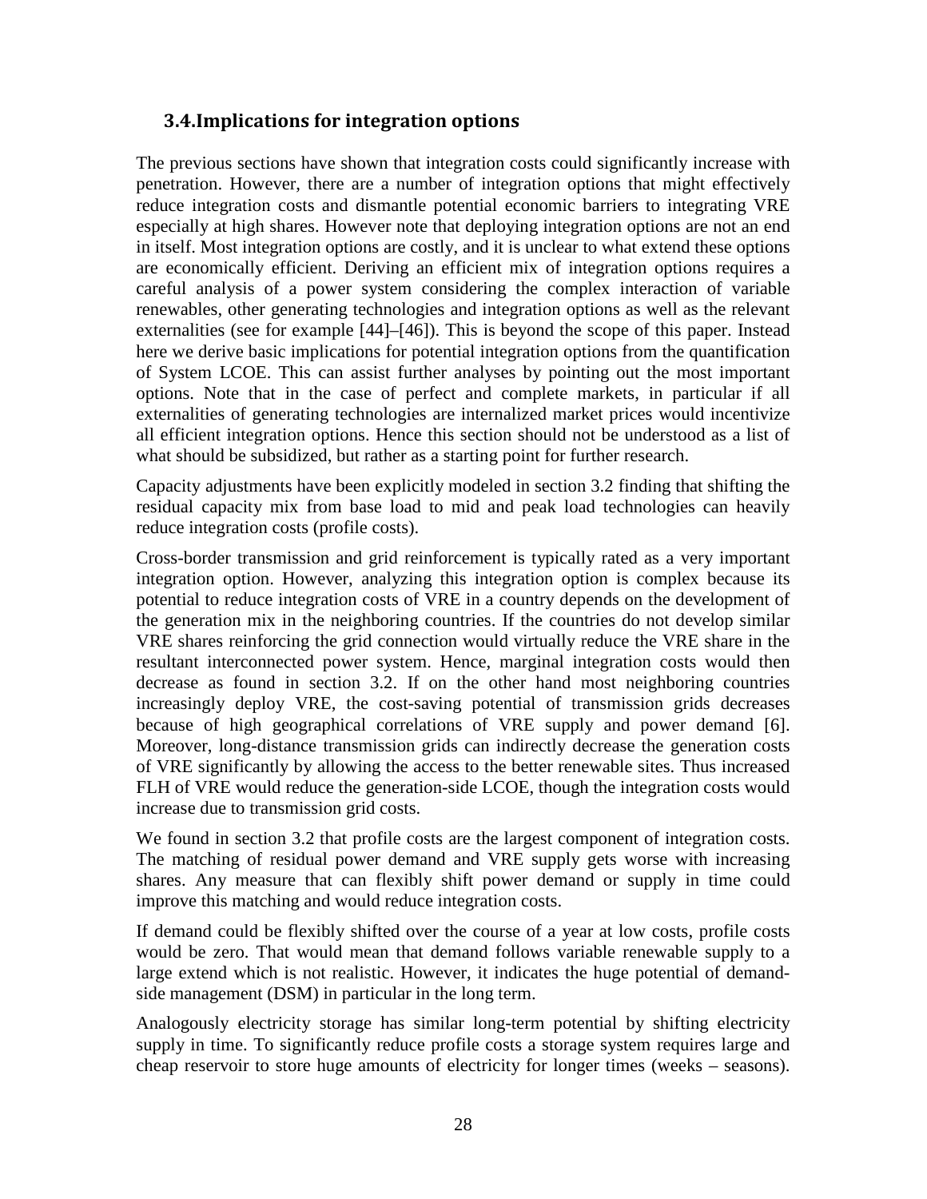## 3.4. Implications for integration options

The previous sections have shown that integration costs could significantly increase with penetration. However, there are a number of integration options that might effectively reduce integration costs and dismantle potential economic barriers to integrating VRE especially at high shares. However note that deploying integration options are not an end in itself. Most integration options are costly, and it is unclear to what extend these options are economically efficient. Deriving an efficient mix of integration options requires a careful analysis of a power system considering the complex interaction of variable renewables, other generating technologies and integration options as well as the relevant externalities (see for example [44]–[46]). This is beyond the scope of this paper. Instead here we derive basic implications for potential integration options from the quantification of System LCOE. This can assist further analyses by pointing out the most important options. Note that in the case of perfect and complete markets, in particular if all externalities of generating technologies are internalized market prices would incentivize all efficient integration options. Hence this section should not be understood as a list of what should be subsidized, but rather as a starting point for further research.

Capacity adjustments have been explicitly modeled in section 3.2 finding that shifting the residual capacity mix from base load to mid and peak load technologies can heavily reduce integration costs (profile costs).

Cross-border transmission and grid reinforcement is typically rated as a very important integration option. However, analyzing this integration option is complex because its potential to reduce integration costs of VRE in a country depends on the development of the generation mix in the neighboring countries. If the countries do not develop similar VRE shares reinforcing the grid connection would virtually reduce the VRE share in the resultant interconnected power system. Hence, marginal integration costs would then decrease as found in section 3.2. If on the other hand most neighboring countries increasingly deploy VRE, the cost-saving potential of transmission grids decreases because of high geographical correlations of VRE supply and power demand [6]. Moreover, long-distance transmission grids can indirectly decrease the generation costs of VRE significantly by allowing the access to the better renewable sites. Thus increased FLH of VRE would reduce the generation-side LCOE, though the integration costs would increase due to transmission grid costs.

We found in section 3.2 that profile costs are the largest component of integration costs. The matching of residual power demand and VRE supply gets worse with increasing shares. Any measure that can flexibly shift power demand or supply in time could improve this matching and would reduce integration costs.

If demand could be flexibly shifted over the course of a year at low costs, profile costs would be zero. That would mean that demand follows variable renewable supply to a large extend which is not realistic. However, it indicates the huge potential of demand-side management (DSM) in particular in the long term.

Analogously electricity storage has similar long-term potential by shifting electricity supply in time. To significantly reduce profile costs a storage system requires large and cheap reservoir to store huge amounts of electricity for longer times (weeks – seasons).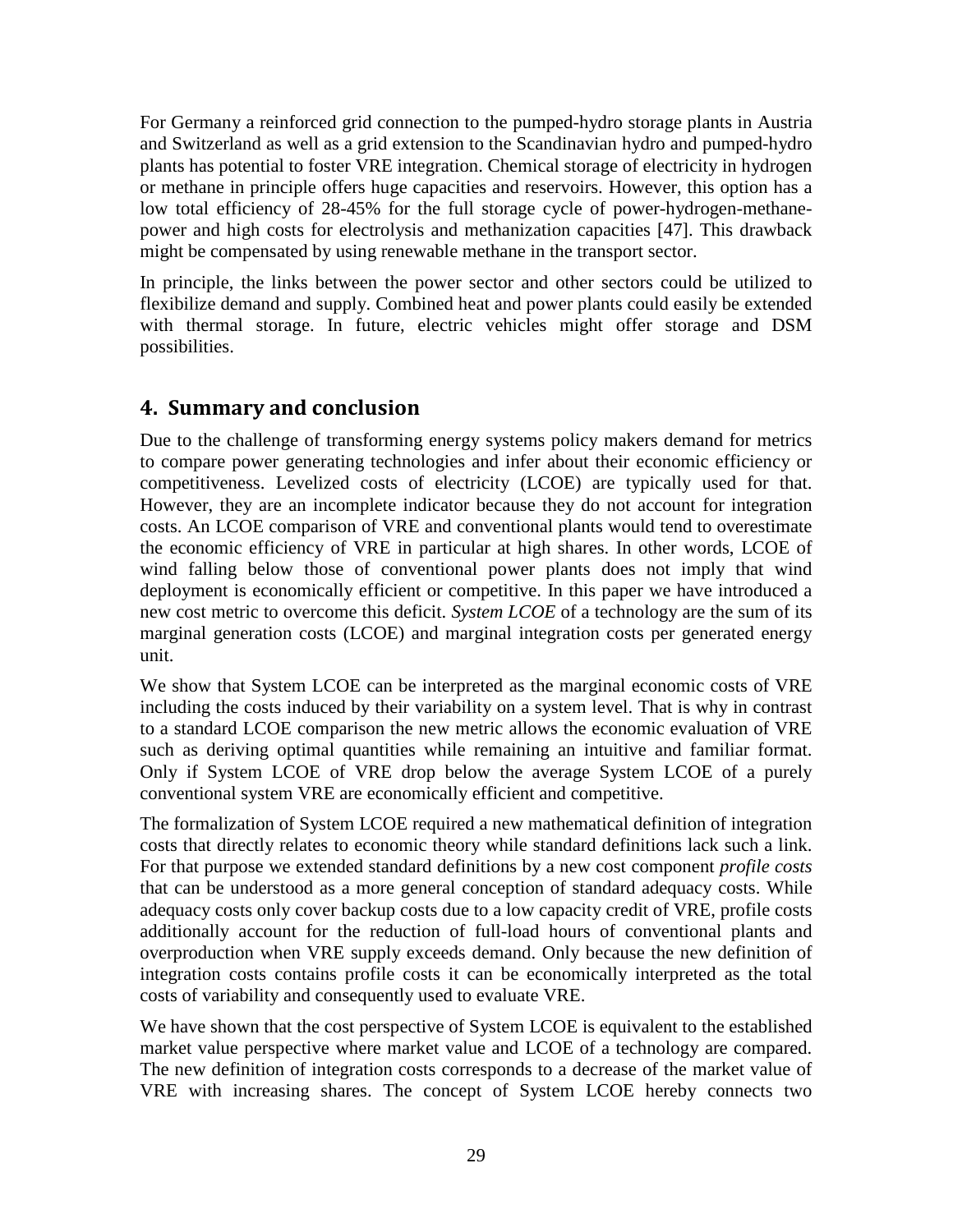For Germany a reinforced grid connection to the pumped-hydro storage plants in Austria and Switzerland as well as a grid extension to the Scandinavian hydro and pumped-hydro plants has potential to foster VRE integration. Chemical storage of electricity in hydrogen or methane in principle offers huge capacities and reservoirs. However, this option has a low total efficiency of 28-45% for the full storage cycle of power-hydrogen-methane-power and high costs for electrolysis and methanization capacities [47]. This drawback might be compensated by using renewable methane in the transport sector.

In principle, the links between the power sector and other sectors could be utilized to flexibilize demand and supply. Combined heat and power plants could easily be extended with thermal storage. In future, electric vehicles might offer storage and DSM possibilities.

## 4. Summary and conclusion

Due to the challenge of transforming energy systems policy makers demand for metrics to compare power generating technologies and infer about their economic efficiency or competitiveness. Levelized costs of electricity (LCOE) are typically used for that. However, they are an incomplete indicator because they do not account for integration costs. An LCOE comparison of VRE and conventional plants would tend to overestimate the economic efficiency of VRE in particular at high shares. In other words, LCOE of wind falling below those of conventional power plants does not imply that wind deployment is economically efficient or competitive. In this paper we have introduced a new cost metric to overcome this deficit. *System LCOE* of a technology are the sum of its marginal generation costs (LCOE) and marginal integration costs per generated energy unit.

We show that System LCOE can be interpreted as the marginal economic costs of VRE including the costs induced by their variability on a system level. That is why in contrast to a standard LCOE comparison the new metric allows the economic evaluation of VRE such as deriving optimal quantities while remaining an intuitive and familiar format. Only if System LCOE of VRE drop below the average System LCOE of a purely conventional system VRE are economically efficient and competitive.

The formalization of System LCOE required a new mathematical definition of integration costs that directly relates to economic theory while standard definitions lack such a link. For that purpose we extended standard definitions by a new cost component *profile costs* that can be understood as a more general conception of standard adequacy costs. While adequacy costs only cover backup costs due to a low capacity credit of VRE, profile costs additionally account for the reduction of full-load hours of conventional plants and overproduction when VRE supply exceeds demand. Only because the new definition of integration costs contains profile costs it can be economically interpreted as the total costs of variability and consequently used to evaluate VRE.

We have shown that the cost perspective of System LCOE is equivalent to the established market value perspective where market value and LCOE of a technology are compared. The new definition of integration costs corresponds to a decrease of the market value of VRE with increasing shares. The concept of System LCOE hereby connects two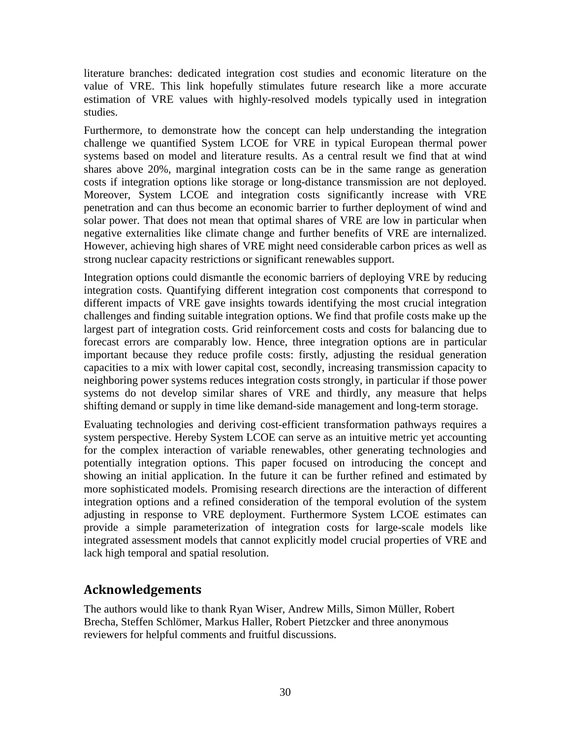literature branches: dedicated integration cost studies and economic literature on the value of VRE. This link hopefully stimulates future research like a more accurate estimation of VRE values with highly-resolved models typically used in integration studies.

Furthermore, to demonstrate how the concept can help understanding the integration challenge we quantified System LCOE for VRE in typical European thermal power systems based on model and literature results. As a central result we find that at wind shares above 20%, marginal integration costs can be in the same range as generation costs if integration options like storage or long-distance transmission are not deployed. Moreover, System LCOE and integration costs significantly increase with VRE penetration and can thus become an economic barrier to further deployment of wind and solar power. That does not mean that optimal shares of VRE are low in particular when negative externalities like climate change and further benefits of VRE are internalized. However, achieving high shares of VRE might need considerable carbon prices as well as strong nuclear capacity restrictions or significant renewables support.

Integration options could dismantle the economic barriers of deploying VRE by reducing integration costs. Quantifying different integration cost components that correspond to different impacts of VRE gave insights towards identifying the most crucial integration challenges and finding suitable integration options. We find that profile costs make up the largest part of integration costs. Grid reinforcement costs and costs for balancing due to forecast errors are comparably low. Hence, three integration options are in particular important because they reduce profile costs: firstly, adjusting the residual generation capacities to a mix with lower capital cost, secondly, increasing transmission capacity to neighboring power systems reduces integration costs strongly, in particular if those power systems do not develop similar shares of VRE and thirdly, any measure that helps shifting demand or supply in time like demand-side management and long-term storage.

Evaluating technologies and deriving cost-efficient transformation pathways requires a system perspective. Hereby System LCOE can serve as an intuitive metric yet accounting for the complex interaction of variable renewables, other generating technologies and potentially integration options. This paper focused on introducing the concept and showing an initial application. In the future it can be further refined and estimated by more sophisticated models. Promising research directions are the interaction of different integration options and a refined consideration of the temporal evolution of the system adjusting in response to VRE deployment. Furthermore System LCOE estimates can provide a simple parameterization of integration costs for large-scale models like integrated assessment models that cannot explicitly model crucial properties of VRE and lack high temporal and spatial resolution.

## Acknowledgements

The authors would like to thank Ryan Wiser, Andrew Mills, Simon Müller, Robert Brecha, Steffen Schlömer, Markus Haller, Robert Pietzcker and three anonymous reviewers for helpful comments and fruitful discussions.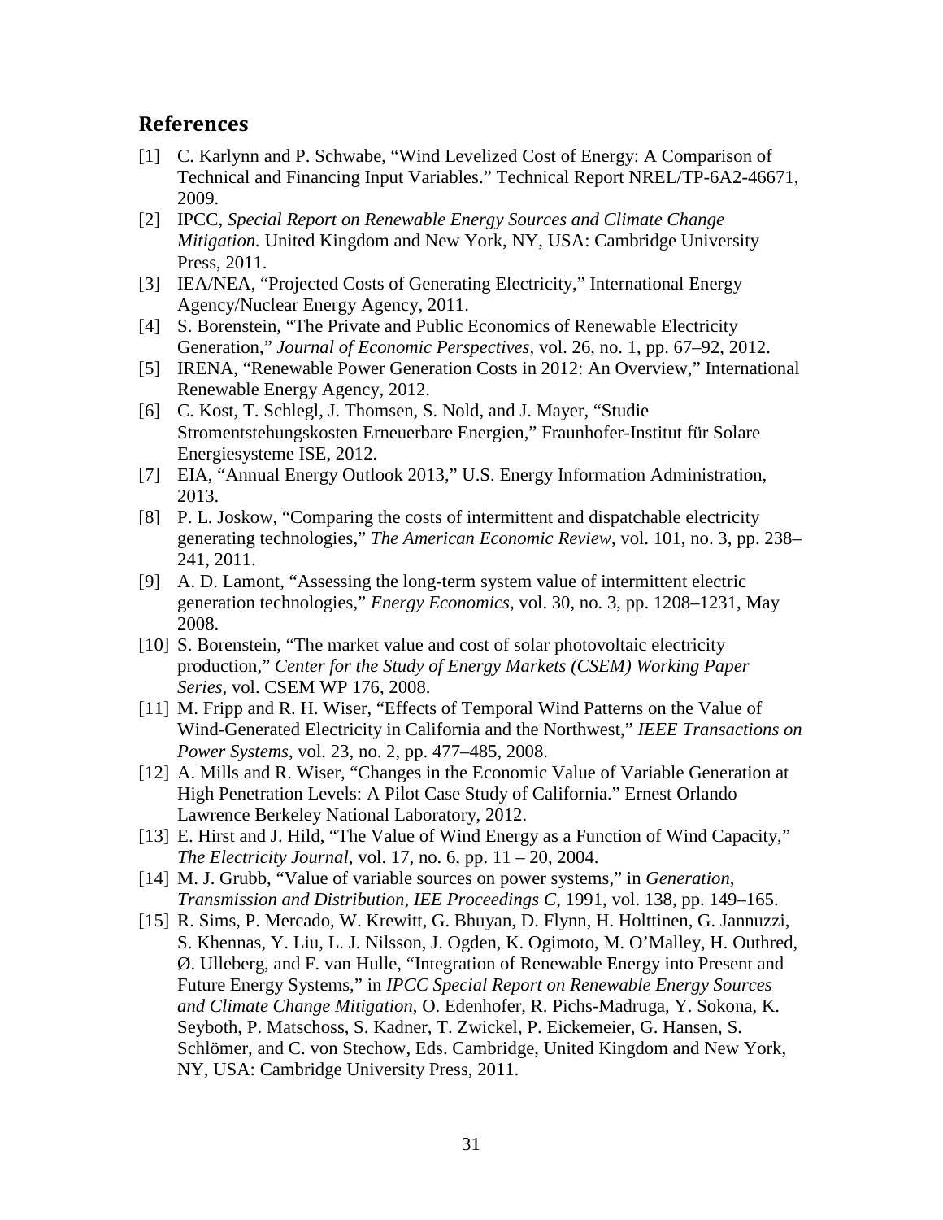## References

[1] C. Karlynn and P. Schwabe, "Wind Levelized Cost of Energy: A Comparison of Technical and Financing Input Variables." Technical Report NREL/TP-6A2-46671, 2009.

[2] IPCC, *Special Report on Renewable Energy Sources and Climate Change Mitigation.* United Kingdom and New York, NY, USA: Cambridge University Press, 2011.

[3] IEA/NEA, "Projected Costs of Generating Electricity," International Energy Agency/Nuclear Energy Agency, 2011.

[4] S. Borenstein, "The Private and Public Economics of Renewable Electricity Generation," *Journal of Economic Perspectives*, vol. 26, no. 1, pp. 67–92, 2012.

[5] IRENA, "Renewable Power Generation Costs in 2012: An Overview," International Renewable Energy Agency, 2012.

[6] C. Kost, T. Schlegl, J. Thomsen, S. Nold, and J. Mayer, "Studie Stromentstehungskosten Erneuerbare Energien," Fraunhofer-Institut für Solare Energiesysteme ISE, 2012.

[7] EIA, "Annual Energy Outlook 2013," U.S. Energy Information Administration, 2013.

[8] P. L. Joskow, "Comparing the costs of intermittent and dispatchable electricity generating technologies," *The American Economic Review*, vol. 101, no. 3, pp. 238–241, 2011.

[9] A. D. Lamont, "Assessing the long-term system value of intermittent electric generation technologies," *Energy Economics*, vol. 30, no. 3, pp. 1208–1231, May 2008.

[10] S. Borenstein, "The market value and cost of solar photovoltaic electricity production," *Center for the Study of Energy Markets (CSEM) Working Paper Series*, vol. CSEM WP 176, 2008.

[11] M. Fripp and R. H. Wiser, "Effects of Temporal Wind Patterns on the Value of Wind-Generated Electricity in California and the Northwest," *IEEE Transactions on Power Systems*, vol. 23, no. 2, pp. 477–485, 2008.

[12] A. Mills and R. Wiser, "Changes in the Economic Value of Variable Generation at High Penetration Levels: A Pilot Case Study of California." Ernest Orlando Lawrence Berkeley National Laboratory, 2012.

[13] E. Hirst and J. Hild, "The Value of Wind Energy as a Function of Wind Capacity," *The Electricity Journal*, vol. 17, no. 6, pp. 11 – 20, 2004.

[14] M. J. Grubb, "Value of variable sources on power systems," in *Generation, Transmission and Distribution, IEE Proceedings C*, 1991, vol. 138, pp. 149–165.

[15] R. Sims, P. Mercado, W. Krewitt, G. Bhuyan, D. Flynn, H. Holttinen, G. Jannuzzi, S. Khennas, Y. Liu, L. J. Nilsson, J. Ogden, K. Ogimoto, M. O'Malley, H. Outhred, Ø. Ulleberg, and F. van Hulle, "Integration of Renewable Energy into Present and Future Energy Systems," in *IPCC Special Report on Renewable Energy Sources and Climate Change Mitigation*, O. Edenhofer, R. Pichs-Madruga, Y. Sokona, K. Seyboth, P. Matschoss, S. Kadner, T. Zwickel, P. Eickemeier, G. Hansen, S. Schlömer, and C. von Stechow, Eds. Cambridge, United Kingdom and New York, NY, USA: Cambridge University Press, 2011.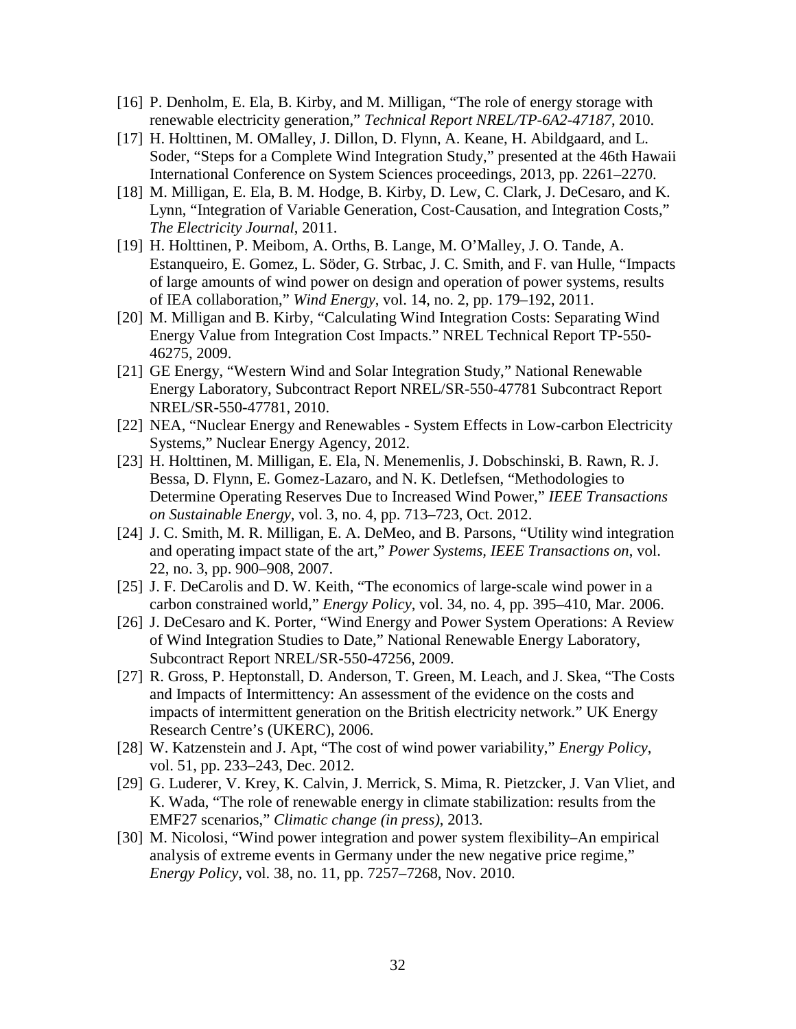[16] P. Denholm, E. Ela, B. Kirby, and M. Milligan, "The role of energy storage with renewable electricity generation," *Technical Report NREL/TP-6A2-47187*, 2010.

[17] H. Holttinen, M. OMalley, J. Dillon, D. Flynn, A. Keane, H. Abildgaard, and L. Soder, "Steps for a Complete Wind Integration Study," presented at the 46th Hawaii International Conference on System Sciences proceedings, 2013, pp. 2261–2270.

[18] M. Milligan, E. Ela, B. M. Hodge, B. Kirby, D. Lew, C. Clark, J. DeCesaro, and K. Lynn, "Integration of Variable Generation, Cost-Causation, and Integration Costs," *The Electricity Journal*, 2011.

[19] H. Holttinen, P. Meibom, A. Orths, B. Lange, M. O'Malley, J. O. Tande, A. Estanqueiro, E. Gomez, L. Söder, G. Strbac, J. C. Smith, and F. van Hulle, "Impacts of large amounts of wind power on design and operation of power systems, results of IEA collaboration," *Wind Energy*, vol. 14, no. 2, pp. 179–192, 2011.

[20] M. Milligan and B. Kirby, "Calculating Wind Integration Costs: Separating Wind Energy Value from Integration Cost Impacts." NREL Technical Report TP-550-46275, 2009.

[21] GE Energy, "Western Wind and Solar Integration Study," National Renewable Energy Laboratory, Subcontract Report NREL/SR-550-47781 Subcontract Report NREL/SR-550-47781, 2010.

[22] NEA, "Nuclear Energy and Renewables - System Effects in Low-carbon Electricity Systems," Nuclear Energy Agency, 2012.

[23] H. Holttinen, M. Milligan, E. Ela, N. Menemenlis, J. Dobschinski, B. Rawn, R. J. Bessa, D. Flynn, E. Gomez-Lazaro, and N. K. Detlefsen, "Methodologies to Determine Operating Reserves Due to Increased Wind Power," *IEEE Transactions on Sustainable Energy*, vol. 3, no. 4, pp. 713–723, Oct. 2012.

[24] J. C. Smith, M. R. Milligan, E. A. DeMeo, and B. Parsons, "Utility wind integration and operating impact state of the art," *Power Systems, IEEE Transactions on*, vol. 22, no. 3, pp. 900–908, 2007.

[25] J. F. DeCarolis and D. W. Keith, "The economics of large-scale wind power in a carbon constrained world," *Energy Policy*, vol. 34, no. 4, pp. 395–410, Mar. 2006.

[26] J. DeCesaro and K. Porter, "Wind Energy and Power System Operations: A Review of Wind Integration Studies to Date," National Renewable Energy Laboratory, Subcontract Report NREL/SR-550-47256, 2009.

[27] R. Gross, P. Heptonstall, D. Anderson, T. Green, M. Leach, and J. Skea, "The Costs and Impacts of Intermittency: An assessment of the evidence on the costs and impacts of intermittent generation on the British electricity network." UK Energy Research Centre's (UKERC), 2006.

[28] W. Katzenstein and J. Apt, "The cost of wind power variability," *Energy Policy*, vol. 51, pp. 233–243, Dec. 2012.

[29] G. Luderer, V. Krey, K. Calvin, J. Merrick, S. Mima, R. Pietzcker, J. Van Vliet, and K. Wada, "The role of renewable energy in climate stabilization: results from the EMF27 scenarios," *Climatic change (in press)*, 2013.

[30] M. Nicolosi, "Wind power integration and power system flexibility–An empirical analysis of extreme events in Germany under the new negative price regime," *Energy Policy*, vol. 38, no. 11, pp. 7257–7268, Nov. 2010.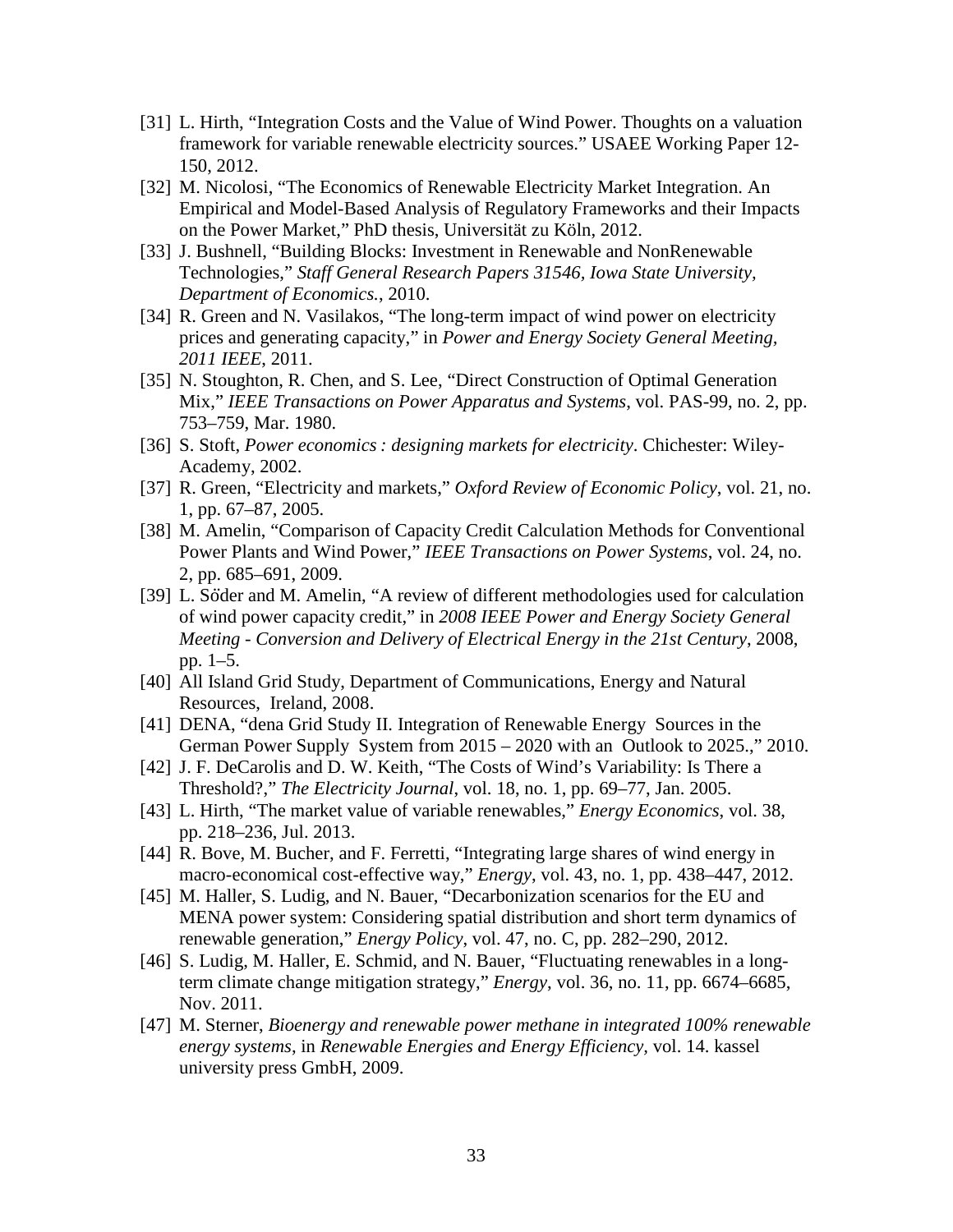[31] L. Hirth, "Integration Costs and the Value of Wind Power. Thoughts on a valuation framework for variable renewable electricity sources." USAEE Working Paper 12-150, 2012.

[32] M. Nicolosi, "The Economics of Renewable Electricity Market Integration. An Empirical and Model-Based Analysis of Regulatory Frameworks and their Impacts on the Power Market," PhD thesis, Universität zu Köln, 2012.

[33] J. Bushnell, "Building Blocks: Investment in Renewable and NonRenewable Technologies," *Staff General Research Papers 31546, Iowa State University, Department of Economics.*, 2010.

[34] R. Green and N. Vasilakos, "The long-term impact of wind power on electricity prices and generating capacity," in *Power and Energy Society General Meeting, 2011 IEEE*, 2011.

[35] N. Stoughton, R. Chen, and S. Lee, "Direct Construction of Optimal Generation Mix," *IEEE Transactions on Power Apparatus and Systems*, vol. PAS-99, no. 2, pp. 753–759, Mar. 1980.

[36] S. Stoft, *Power economics : designing markets for electricity*. Chichester: Wiley-Academy, 2002.

[37] R. Green, "Electricity and markets," *Oxford Review of Economic Policy*, vol. 21, no. 1, pp. 67–87, 2005.

[38] M. Amelin, "Comparison of Capacity Credit Calculation Methods for Conventional Power Plants and Wind Power," *IEEE Transactions on Power Systems*, vol. 24, no. 2, pp. 685–691, 2009.

[39] L. Söder and M. Amelin, "A review of different methodologies used for calculation of wind power capacity credit," in *2008 IEEE Power and Energy Society General Meeting - Conversion and Delivery of Electrical Energy in the 21st Century*, 2008, pp. 1–5.

[40] All Island Grid Study, Department of Communications, Energy and Natural Resources, Ireland, 2008.

[41] DENA, "dena Grid Study II. Integration of Renewable Energy Sources in the German Power Supply System from 2015 – 2020 with an Outlook to 2025.," 2010.

[42] J. F. DeCarolis and D. W. Keith, "The Costs of Wind's Variability: Is There a Threshold?," *The Electricity Journal*, vol. 18, no. 1, pp. 69–77, Jan. 2005.

[43] L. Hirth, "The market value of variable renewables," *Energy Economics*, vol. 38, pp. 218–236, Jul. 2013.

[44] R. Bove, M. Bucher, and F. Ferretti, "Integrating large shares of wind energy in macro-economical cost-effective way," *Energy*, vol. 43, no. 1, pp. 438–447, 2012.

[45] M. Haller, S. Ludig, and N. Bauer, "Decarbonization scenarios for the EU and MENA power system: Considering spatial distribution and short term dynamics of renewable generation," *Energy Policy*, vol. 47, no. C, pp. 282–290, 2012.

[46] S. Ludig, M. Haller, E. Schmid, and N. Bauer, "Fluctuating renewables in a long-term climate change mitigation strategy," *Energy*, vol. 36, no. 11, pp. 6674–6685, Nov. 2011.

[47] M. Sterner, *Bioenergy and renewable power methane in integrated 100% renewable energy systems*, in *Renewable Energies and Energy Efficiency*, vol. 14. kassel university press GmbH, 2009.